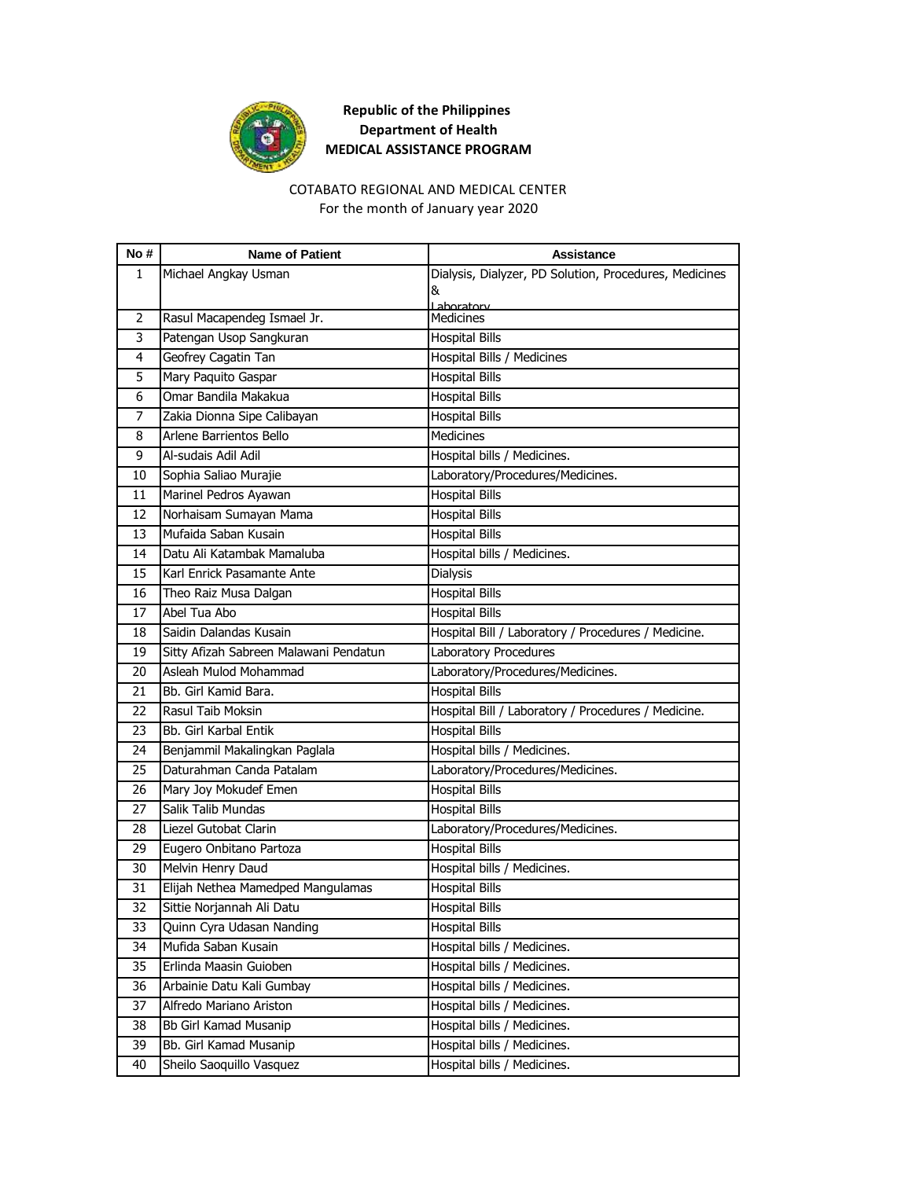**Republic of the Philippines**
**Department of Health**
**MEDICAL ASSISTANCE PROGRAM**

COTABATO REGIONAL AND MEDICAL CENTER
For the month of January year 2020

| No # | Name of Patient | Assistance |
|---|---|---|
| 1 | Michael Angkay Usman | Dialysis, Dialyzer, PD Solution, Procedures, Medicines & Laboratory |
| 2 | Rasul Macapendeg Ismael Jr. | Medicines |
| 3 | Patengan Usop Sangkuran | Hospital Bills |
| 4 | Geofrey Cagatin Tan | Hospital Bills / Medicines |
| 5 | Mary Paquito Gaspar | Hospital Bills |
| 6 | Omar Bandila Makakua | Hospital Bills |
| 7 | Zakia Dionna Sipe Calibayan | Hospital Bills |
| 8 | Arlene Barrientos Bello | Medicines |
| 9 | Al-sudais Adil Adil | Hospital bills / Medicines. |
| 10 | Sophia Saliao Murajie | Laboratory/Procedures/Medicines. |
| 11 | Marinel Pedros Ayawan | Hospital Bills |
| 12 | Norhaisam Sumayan Mama | Hospital Bills |
| 13 | Mufaida Saban Kusain | Hospital Bills |
| 14 | Datu Ali Katambak Mamaluba | Hospital bills / Medicines. |
| 15 | Karl Enrick Pasamante Ante | Dialysis |
| 16 | Theo Raiz Musa Dalgan | Hospital Bills |
| 17 | Abel Tua Abo | Hospital Bills |
| 18 | Saidin Dalandas Kusain | Hospital Bill / Laboratory / Procedures / Medicine. |
| 19 | Sitty Afizah Sabreen Malawani Pendatun | Laboratory Procedures |
| 20 | Asleah Mulod Mohammad | Laboratory/Procedures/Medicines. |
| 21 | Bb. Girl Kamid Bara. | Hospital Bills |
| 22 | Rasul Taib Moksin | Hospital Bill / Laboratory / Procedures / Medicine. |
| 23 | Bb. Girl Karbal Entik | Hospital Bills |
| 24 | Benjammil Makalingkan Paglala | Hospital bills / Medicines. |
| 25 | Daturahman Canda Patalam | Laboratory/Procedures/Medicines. |
| 26 | Mary Joy Mokudef Emen | Hospital Bills |
| 27 | Salik Talib Mundas | Hospital Bills |
| 28 | Liezel Gutobat Clarin | Laboratory/Procedures/Medicines. |
| 29 | Eugero Onbitano Partoza | Hospital Bills |
| 30 | Melvin Henry Daud | Hospital bills / Medicines. |
| 31 | Elijah Nethea Mamedped Mangulamas | Hospital Bills |
| 32 | Sittie Norjannah Ali Datu | Hospital Bills |
| 33 | Quinn Cyra Udasan Nanding | Hospital Bills |
| 34 | Mufida Saban Kusain | Hospital bills / Medicines. |
| 35 | Erlinda Maasin Guioben | Hospital bills / Medicines. |
| 36 | Arbainie Datu Kali Gumbay | Hospital bills / Medicines. |
| 37 | Alfredo Mariano Ariston | Hospital bills / Medicines. |
| 38 | Bb Girl Kamad Musanip | Hospital bills / Medicines. |
| 39 | Bb. Girl Kamad Musanip | Hospital bills / Medicines. |
| 40 | Sheilo Saoquillo Vasquez | Hospital bills / Medicines. |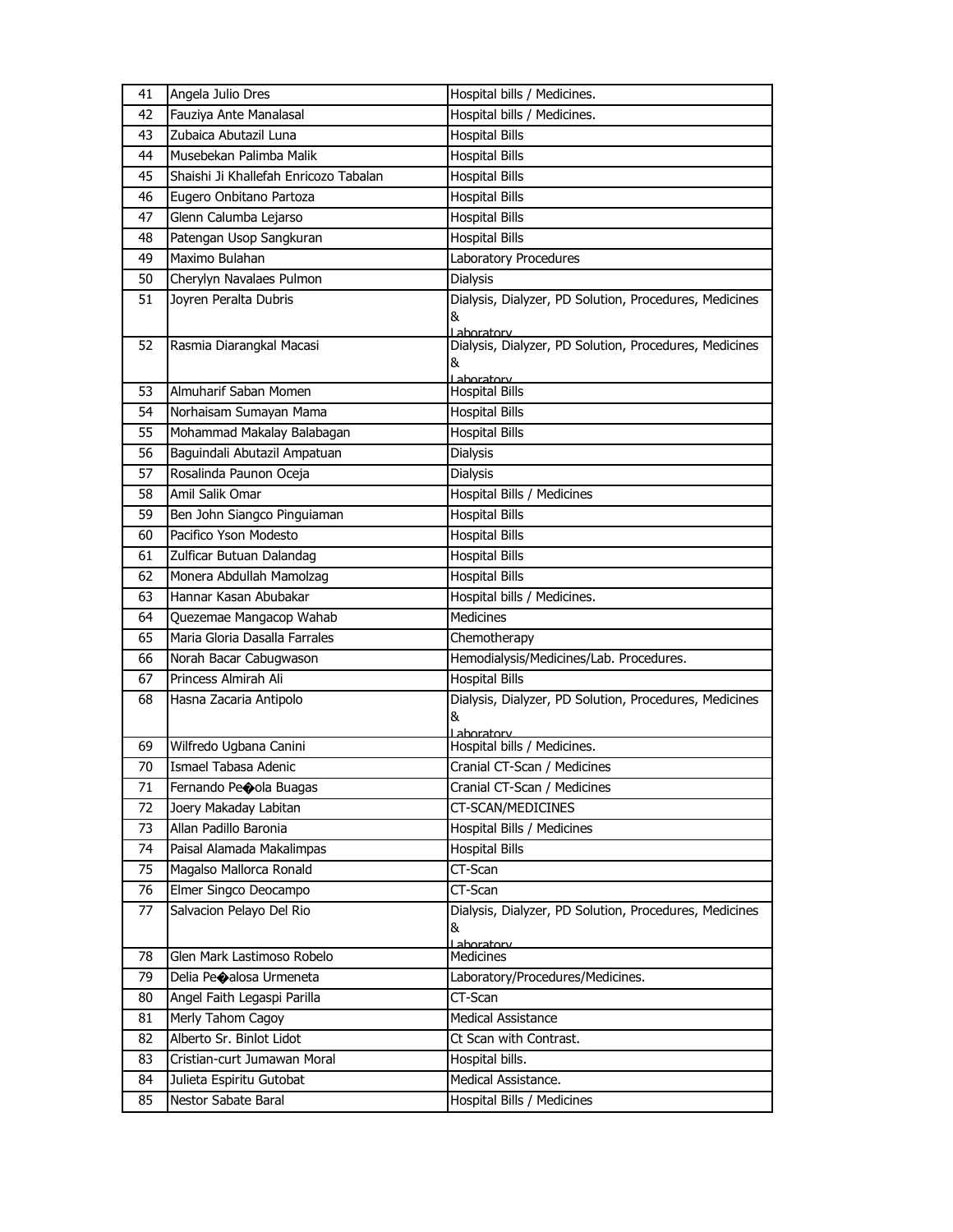| | | |
|---|---|---|
| 41 | Angela Julio Dres | Hospital bills / Medicines. |
| 42 | Fauziya Ante Manalasal | Hospital bills / Medicines. |
| 43 | Zubaica Abutazil Luna | Hospital Bills |
| 44 | Musebekan Palimba Malik | Hospital Bills |
| 45 | Shaishi Ji Khallefah Enricozo Tabalan | Hospital Bills |
| 46 | Eugero Onbitano Partoza | Hospital Bills |
| 47 | Glenn Calumba Lejarso | Hospital Bills |
| 48 | Patengan Usop Sangkuran | Hospital Bills |
| 49 | Maximo Bulahan | Laboratory Procedures |
| 50 | Cherylyn Navalaes Pulmon | Dialysis |
| 51 | Joyren Peralta Dubris | Dialysis, Dialyzer, PD Solution, Procedures, Medicines & Laboratory |
| 52 | Rasmia Diarangkal Macasi | Dialysis, Dialyzer, PD Solution, Procedures, Medicines & Laboratory |
| 53 | Almuharif Saban Momen | Hospital Bills |
| 54 | Norhaisam Sumayan Mama | Hospital Bills |
| 55 | Mohammad Makalay Balabagan | Hospital Bills |
| 56 | Baguindali Abutazil Ampatuan | Dialysis |
| 57 | Rosalinda Paunon Oceja | Dialysis |
| 58 | Amil Salik Omar | Hospital Bills / Medicines |
| 59 | Ben John Siangco Pinguiaman | Hospital Bills |
| 60 | Pacifico Yson Modesto | Hospital Bills |
| 61 | Zulficar Butuan Dalandag | Hospital Bills |
| 62 | Monera Abdullah Mamolzag | Hospital Bills |
| 63 | Hannar Kasan Abubakar | Hospital bills / Medicines. |
| 64 | Quezemae Mangacop Wahab | Medicines |
| 65 | Maria Gloria Dasalla Farrales | Chemotherapy |
| 66 | Norah Bacar Cabugwason | Hemodialysis/Medicines/Lab. Procedures. |
| 67 | Princess Almirah Ali | Hospital Bills |
| 68 | Hasna Zacaria Antipolo | Dialysis, Dialyzer, PD Solution, Procedures, Medicines & Laboratory |
| 69 | Wilfredo Ugbana Canini | Hospital bills / Medicines. |
| 70 | Ismael Tabasa Adenic | Cranial CT-Scan / Medicines |
| 71 | Fernando Pe�ola Buagas | Cranial CT-Scan / Medicines |
| 72 | Joery Makaday Labitan | CT-SCAN/MEDICINES |
| 73 | Allan Padillo Baronia | Hospital Bills / Medicines |
| 74 | Paisal Alamada Makalimpas | Hospital Bills |
| 75 | Magalso Mallorca Ronald | CT-Scan |
| 76 | Elmer Singco Deocampo | CT-Scan |
| 77 | Salvacion Pelayo Del Rio | Dialysis, Dialyzer, PD Solution, Procedures, Medicines & Laboratory |
| 78 | Glen Mark Lastimoso Robelo | Medicines |
| 79 | Delia Pe�alosa Urmeneta | Laboratory/Procedures/Medicines. |
| 80 | Angel Faith Legaspi Parilla | CT-Scan |
| 81 | Merly Tahom Cagoy | Medical Assistance |
| 82 | Alberto Sr. Binlot Lidot | Ct Scan with Contrast. |
| 83 | Cristian-curt Jumawan Moral | Hospital bills. |
| 84 | Julieta Espiritu Gutobat | Medical Assistance. |
| 85 | Nestor Sabate Baral | Hospital Bills / Medicines |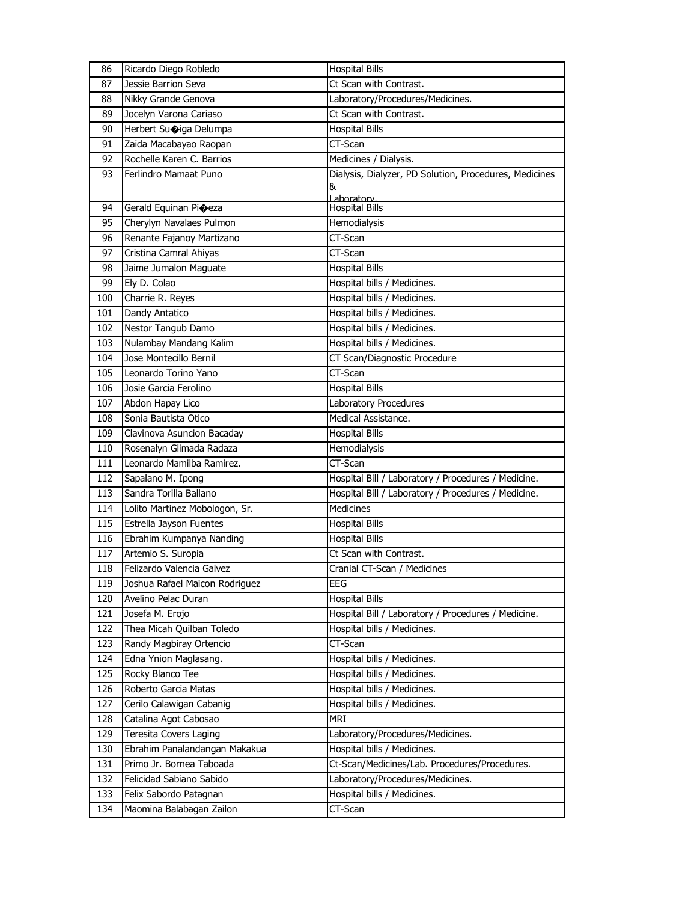| | | |
|---|---|---|
| 86 | Ricardo Diego Robledo | Hospital Bills |
| 87 | Jessie Barrion Seva | Ct Scan with Contrast. |
| 88 | Nikky Grande Genova | Laboratory/Procedures/Medicines. |
| 89 | Jocelyn Varona Cariaso | Ct Scan with Contrast. |
| 90 | Herbert Su�iga Delumpa | Hospital Bills |
| 91 | Zaida Macabayao Raopan | CT-Scan |
| 92 | Rochelle Karen C. Barrios | Medicines / Dialysis. |
| 93 | Ferlindro Mamaat Puno | Dialysis, Dialyzer, PD Solution, Procedures, Medicines & Laboratory |
| 94 | Gerald Equinan Pi�eza | Hospital Bills |
| 95 | Cherylyn Navalaes Pulmon | Hemodialysis |
| 96 | Renante Fajanoy Martizano | CT-Scan |
| 97 | Cristina Camral Ahiyas | CT-Scan |
| 98 | Jaime Jumalon Maguate | Hospital Bills |
| 99 | Ely D. Colao | Hospital bills / Medicines. |
| 100 | Charrie R. Reyes | Hospital bills / Medicines. |
| 101 | Dandy Antatico | Hospital bills / Medicines. |
| 102 | Nestor Tangub Damo | Hospital bills / Medicines. |
| 103 | Nulambay Mandang Kalim | Hospital bills / Medicines. |
| 104 | Jose Montecillo Bernil | CT Scan/Diagnostic Procedure |
| 105 | Leonardo Torino Yano | CT-Scan |
| 106 | Josie Garcia Ferolino | Hospital Bills |
| 107 | Abdon Hapay Lico | Laboratory Procedures |
| 108 | Sonia Bautista Otico | Medical Assistance. |
| 109 | Clavinova Asuncion Bacaday | Hospital Bills |
| 110 | Rosenalyn Glimada Radaza | Hemodialysis |
| 111 | Leonardo Mamilba Ramirez. | CT-Scan |
| 112 | Sapalano M. Ipong | Hospital Bill / Laboratory / Procedures / Medicine. |
| 113 | Sandra Torilla Ballano | Hospital Bill / Laboratory / Procedures / Medicine. |
| 114 | Lolito Martinez Mobologon, Sr. | Medicines |
| 115 | Estrella Jayson Fuentes | Hospital Bills |
| 116 | Ebrahim Kumpanya Nanding | Hospital Bills |
| 117 | Artemio S. Suropia | Ct Scan with Contrast. |
| 118 | Felizardo Valencia Galvez | Cranial CT-Scan / Medicines |
| 119 | Joshua Rafael Maicon Rodriguez | EEG |
| 120 | Avelino Pelac Duran | Hospital Bills |
| 121 | Josefa M. Erojo | Hospital Bill / Laboratory / Procedures / Medicine. |
| 122 | Thea Micah Quilban Toledo | Hospital bills / Medicines. |
| 123 | Randy Magbiray Ortencio | CT-Scan |
| 124 | Edna Ynion Maglasang. | Hospital bills / Medicines. |
| 125 | Rocky Blanco Tee | Hospital bills / Medicines. |
| 126 | Roberto Garcia Matas | Hospital bills / Medicines. |
| 127 | Cerilo Calawigan Cabanig | Hospital bills / Medicines. |
| 128 | Catalina Agot Cabosao | MRI |
| 129 | Teresita Covers Laging | Laboratory/Procedures/Medicines. |
| 130 | Ebrahim Panalandangan Makakua | Hospital bills / Medicines. |
| 131 | Primo Jr. Bornea Taboada | Ct-Scan/Medicines/Lab. Procedures/Procedures. |
| 132 | Felicidad Sabiano Sabido | Laboratory/Procedures/Medicines. |
| 133 | Felix Sabordo Patagnan | Hospital bills / Medicines. |
| 134 | Maomina Balabagan Zailon | CT-Scan |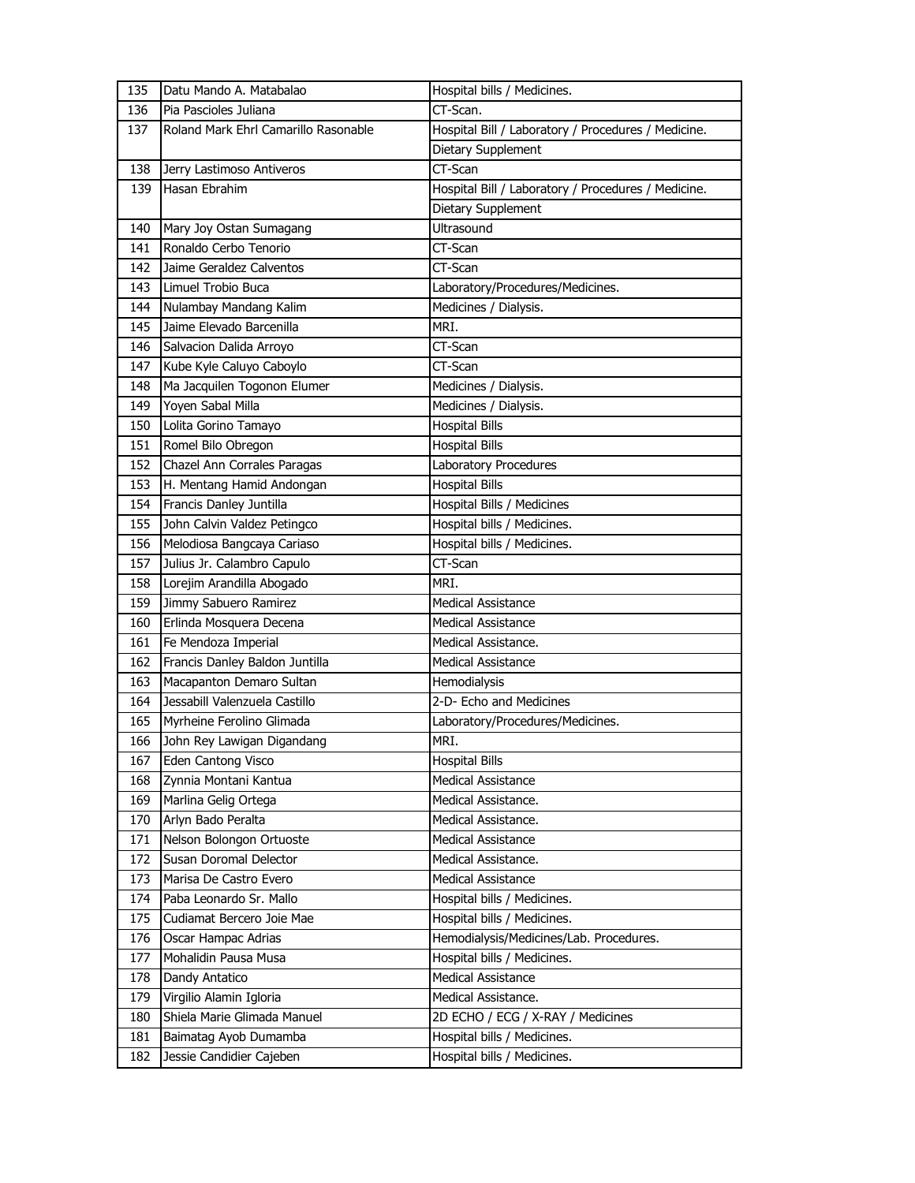| | | |
|---|---|---|
| 135 | Datu Mando A. Matabalao | Hospital bills / Medicines. |
| 136 | Pia Pascioles Juliana | CT-Scan. |
| 137 | Roland Mark Ehrl Camarillo Rasonable | Hospital Bill / Laboratory / Procedures / Medicine. |
| | | Dietary Supplement |
| 138 | Jerry Lastimoso Antiveros | CT-Scan |
| 139 | Hasan Ebrahim | Hospital Bill / Laboratory / Procedures / Medicine. |
| | | Dietary Supplement |
| 140 | Mary Joy Ostan Sumagang | Ultrasound |
| 141 | Ronaldo Cerbo Tenorio | CT-Scan |
| 142 | Jaime Geraldez Calventos | CT-Scan |
| 143 | Limuel Trobio Buca | Laboratory/Procedures/Medicines. |
| 144 | Nulambay Mandang Kalim | Medicines / Dialysis. |
| 145 | Jaime Elevado Barcenilla | MRI. |
| 146 | Salvacion Dalida Arroyo | CT-Scan |
| 147 | Kube Kyle Caluyo Caboylo | CT-Scan |
| 148 | Ma Jacquilen Togonon Elumer | Medicines / Dialysis. |
| 149 | Yoyen Sabal Milla | Medicines / Dialysis. |
| 150 | Lolita Gorino Tamayo | Hospital Bills |
| 151 | Romel Bilo Obregon | Hospital Bills |
| 152 | Chazel Ann Corrales Paragas | Laboratory Procedures |
| 153 | H. Mentang Hamid Andongan | Hospital Bills |
| 154 | Francis Danley Juntilla | Hospital Bills / Medicines |
| 155 | John Calvin Valdez Petingco | Hospital bills / Medicines. |
| 156 | Melodiosa Bangcaya Cariaso | Hospital bills / Medicines. |
| 157 | Julius Jr. Calambro Capulo | CT-Scan |
| 158 | Lorejim Arandilla Abogado | MRI. |
| 159 | Jimmy Sabuero Ramirez | Medical Assistance |
| 160 | Erlinda Mosquera Decena | Medical Assistance |
| 161 | Fe Mendoza Imperial | Medical Assistance. |
| 162 | Francis Danley Baldon Juntilla | Medical Assistance |
| 163 | Macapanton Demaro Sultan | Hemodialysis |
| 164 | Jessabill Valenzuela Castillo | 2-D- Echo and Medicines |
| 165 | Myrheine Ferolino Glimada | Laboratory/Procedures/Medicines. |
| 166 | John Rey Lawigan Digandang | MRI. |
| 167 | Eden Cantong Visco | Hospital Bills |
| 168 | Zynnia Montani Kantua | Medical Assistance |
| 169 | Marlina Gelig Ortega | Medical Assistance. |
| 170 | Arlyn Bado Peralta | Medical Assistance. |
| 171 | Nelson Bolongon Ortuoste | Medical Assistance |
| 172 | Susan Doromal Delector | Medical Assistance. |
| 173 | Marisa De Castro Evero | Medical Assistance |
| 174 | Paba Leonardo Sr. Mallo | Hospital bills / Medicines. |
| 175 | Cudiamat Bercero Joie Mae | Hospital bills / Medicines. |
| 176 | Oscar Hampac Adrias | Hemodialysis/Medicines/Lab. Procedures. |
| 177 | Mohalidin Pausa Musa | Hospital bills / Medicines. |
| 178 | Dandy Antatico | Medical Assistance |
| 179 | Virgilio Alamin Igloria | Medical Assistance. |
| 180 | Shiela Marie Glimada Manuel | 2D ECHO / ECG / X-RAY / Medicines |
| 181 | Baimatag Ayob Dumamba | Hospital bills / Medicines. |
| 182 | Jessie Candidier Cajeben | Hospital bills / Medicines. |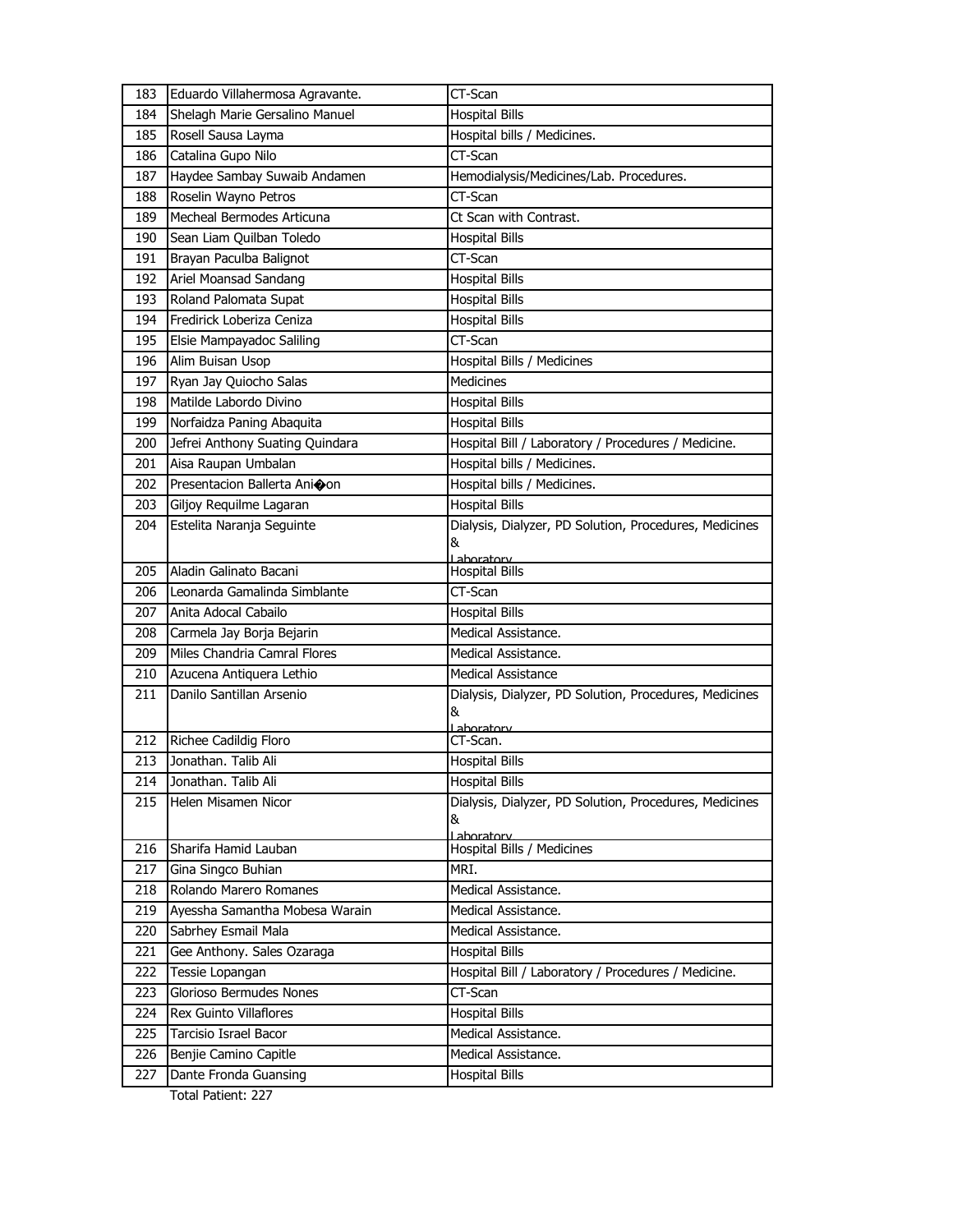| | | |
|---|---|---|
| 183 | Eduardo Villahermosa Agravante. | CT-Scan |
| 184 | Shelagh Marie Gersalino Manuel | Hospital Bills |
| 185 | Rosell Sausa Layma | Hospital bills / Medicines. |
| 186 | Catalina Gupo Nilo | CT-Scan |
| 187 | Haydee Sambay Suwaib Andamen | Hemodialysis/Medicines/Lab. Procedures. |
| 188 | Roselin Wayno Petros | CT-Scan |
| 189 | Mecheal Bermodes Articuna | Ct Scan with Contrast. |
| 190 | Sean Liam Quilban Toledo | Hospital Bills |
| 191 | Brayan Paculba Balignot | CT-Scan |
| 192 | Ariel Moansad Sandang | Hospital Bills |
| 193 | Roland Palomata Supat | Hospital Bills |
| 194 | Fredirick Loberiza Ceniza | Hospital Bills |
| 195 | Elsie Mampayadoc Saliling | CT-Scan |
| 196 | Alim Buisan Usop | Hospital Bills / Medicines |
| 197 | Ryan Jay Quiocho Salas | Medicines |
| 198 | Matilde Labordo Divino | Hospital Bills |
| 199 | Norfaidza Paning Abaquita | Hospital Bills |
| 200 | Jefrei Anthony Suating Quindara | Hospital Bill / Laboratory / Procedures / Medicine. |
| 201 | Aisa Raupan Umbalan | Hospital bills / Medicines. |
| 202 | Presentacion Ballerta Ani�on | Hospital bills / Medicines. |
| 203 | Giljoy Requilme Lagaran | Hospital Bills |
| 204 | Estelita Naranja Seguinte | Dialysis, Dialyzer, PD Solution, Procedures, Medicines & Laboratory |
| 205 | Aladin Galinato Bacani | Hospital Bills |
| 206 | Leonarda Gamalinda Simblante | CT-Scan |
| 207 | Anita Adocal Cabailo | Hospital Bills |
| 208 | Carmela Jay Borja Bejarin | Medical Assistance. |
| 209 | Miles Chandria Camral Flores | Medical Assistance. |
| 210 | Azucena Antiquera Lethio | Medical Assistance |
| 211 | Danilo Santillan Arsenio | Dialysis, Dialyzer, PD Solution, Procedures, Medicines & Laboratory |
| 212 | Richee Cadildig Floro | CT-Scan. |
| 213 | Jonathan. Talib Ali | Hospital Bills |
| 214 | Jonathan. Talib Ali | Hospital Bills |
| 215 | Helen Misamen Nicor | Dialysis, Dialyzer, PD Solution, Procedures, Medicines & Laboratory |
| 216 | Sharifa Hamid Lauban | Hospital Bills / Medicines |
| 217 | Gina Singco Buhian | MRI. |
| 218 | Rolando Marero Romanes | Medical Assistance. |
| 219 | Ayessha Samantha Mobesa Warain | Medical Assistance. |
| 220 | Sabrhey Esmail Mala | Medical Assistance. |
| 221 | Gee Anthony. Sales Ozaraga | Hospital Bills |
| 222 | Tessie Lopangan | Hospital Bill / Laboratory / Procedures / Medicine. |
| 223 | Glorioso Bermudes Nones | CT-Scan |
| 224 | Rex Guinto Villaflores | Hospital Bills |
| 225 | Tarcisio Israel Bacor | Medical Assistance. |
| 226 | Benjie Camino Capitle | Medical Assistance. |
| 227 | Dante Fronda Guansing | Hospital Bills |

Total Patient: 227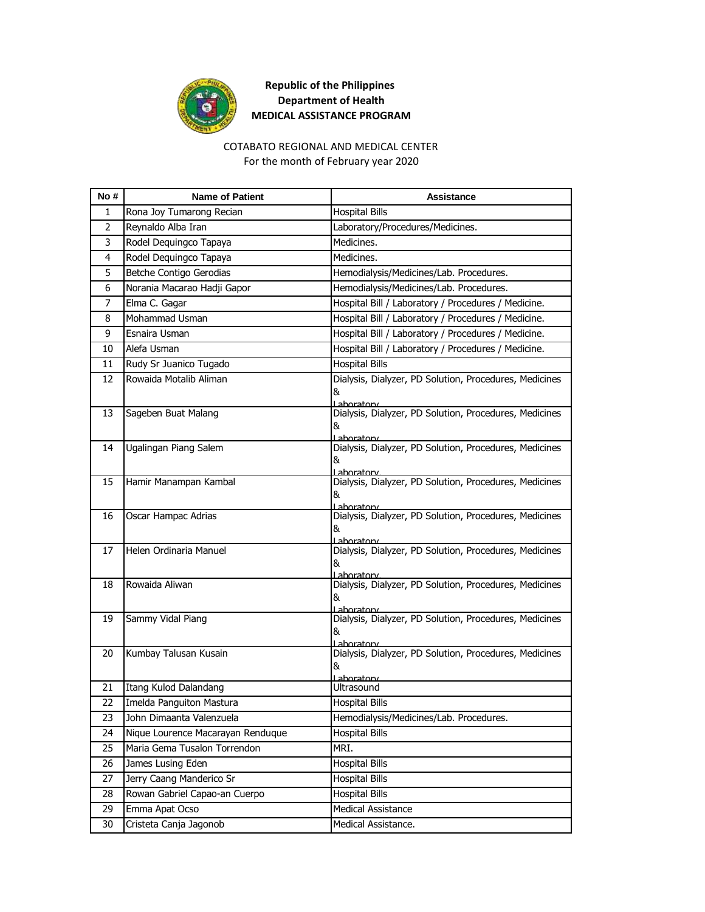**Republic of the Philippines**
**Department of Health**
**MEDICAL ASSISTANCE PROGRAM**

COTABATO REGIONAL AND MEDICAL CENTER
For the month of February year 2020

| No # | Name of Patient | Assistance |
|---|---|---|
| 1 | Rona Joy Tumarong Recian | Hospital Bills |
| 2 | Reynaldo Alba Iran | Laboratory/Procedures/Medicines. |
| 3 | Rodel Dequingco Tapaya | Medicines. |
| 4 | Rodel Dequingco Tapaya | Medicines. |
| 5 | Betche Contigo Gerodias | Hemodialysis/Medicines/Lab. Procedures. |
| 6 | Norania Macarao Hadji Gapor | Hemodialysis/Medicines/Lab. Procedures. |
| 7 | Elma C. Gagar | Hospital Bill / Laboratory / Procedures / Medicine. |
| 8 | Mohammad Usman | Hospital Bill / Laboratory / Procedures / Medicine. |
| 9 | Esnaira Usman | Hospital Bill / Laboratory / Procedures / Medicine. |
| 10 | Alefa Usman | Hospital Bill / Laboratory / Procedures / Medicine. |
| 11 | Rudy Sr Juanico Tugado | Hospital Bills |
| 12 | Rowaida Motalib Aliman | Dialysis, Dialyzer, PD Solution, Procedures, Medicines & Laboratory |
| 13 | Sageben Buat Malang | Dialysis, Dialyzer, PD Solution, Procedures, Medicines & Laboratory |
| 14 | Ugalingan Piang Salem | Dialysis, Dialyzer, PD Solution, Procedures, Medicines & Laboratory |
| 15 | Hamir Manampan Kambal | Dialysis, Dialyzer, PD Solution, Procedures, Medicines & Laboratory |
| 16 | Oscar Hampac Adrias | Dialysis, Dialyzer, PD Solution, Procedures, Medicines & Laboratory |
| 17 | Helen Ordinaria Manuel | Dialysis, Dialyzer, PD Solution, Procedures, Medicines & Laboratory |
| 18 | Rowaida Aliwan | Dialysis, Dialyzer, PD Solution, Procedures, Medicines & Laboratory |
| 19 | Sammy Vidal Piang | Dialysis, Dialyzer, PD Solution, Procedures, Medicines & Laboratory |
| 20 | Kumbay Talusan Kusain | Dialysis, Dialyzer, PD Solution, Procedures, Medicines & Laboratory |
| 21 | Itang Kulod Dalandang | Ultrasound |
| 22 | Imelda Panguiton Mastura | Hospital Bills |
| 23 | John Dimaanta Valenzuela | Hemodialysis/Medicines/Lab. Procedures. |
| 24 | Nique Lourence Macarayan Renduque | Hospital Bills |
| 25 | Maria Gema Tusalon Torrendon | MRI. |
| 26 | James Lusing Eden | Hospital Bills |
| 27 | Jerry Caang Manderico Sr | Hospital Bills |
| 28 | Rowan Gabriel Capao-an Cuerpo | Hospital Bills |
| 29 | Emma Apat Ocso | Medical Assistance |
| 30 | Cristeta Canja Jagonob | Medical Assistance. |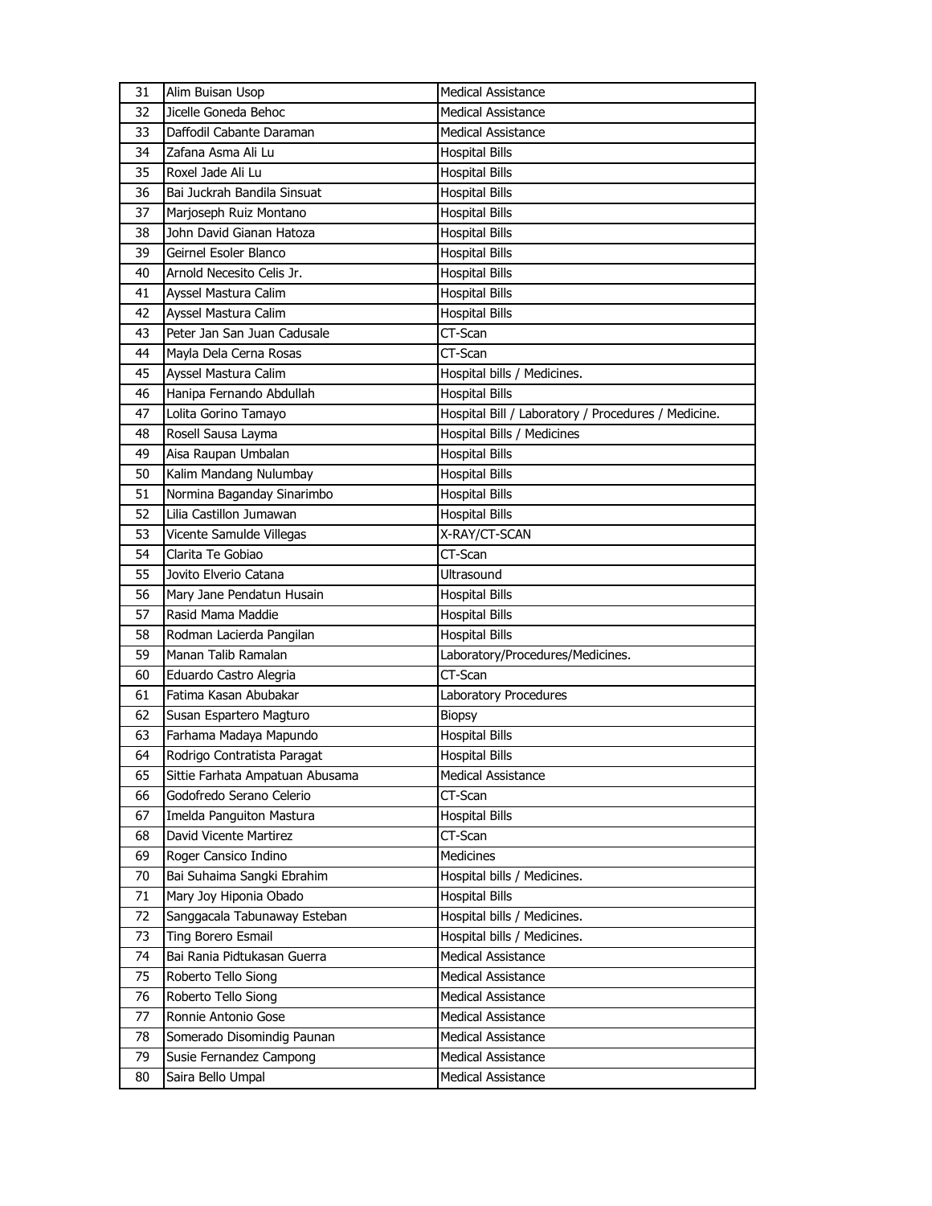| | | |
|---|---|---|
| 31 | Alim Buisan Usop | Medical Assistance |
| 32 | Jicelle Goneda Behoc | Medical Assistance |
| 33 | Daffodil Cabante Daraman | Medical Assistance |
| 34 | Zafana Asma Ali Lu | Hospital Bills |
| 35 | Roxel Jade Ali Lu | Hospital Bills |
| 36 | Bai Juckrah Bandila Sinsuat | Hospital Bills |
| 37 | Marjoseph Ruiz Montano | Hospital Bills |
| 38 | John David Gianan Hatoza | Hospital Bills |
| 39 | Geirnel Esoler Blanco | Hospital Bills |
| 40 | Arnold Necesito Celis Jr. | Hospital Bills |
| 41 | Ayssel Mastura Calim | Hospital Bills |
| 42 | Ayssel Mastura Calim | Hospital Bills |
| 43 | Peter Jan San Juan Cadusale | CT-Scan |
| 44 | Mayla Dela Cerna Rosas | CT-Scan |
| 45 | Ayssel Mastura Calim | Hospital bills / Medicines. |
| 46 | Hanipa Fernando Abdullah | Hospital Bills |
| 47 | Lolita Gorino Tamayo | Hospital Bill / Laboratory / Procedures / Medicine. |
| 48 | Rosell Sausa Layma | Hospital Bills / Medicines |
| 49 | Aisa Raupan Umbalan | Hospital Bills |
| 50 | Kalim Mandang Nulumbay | Hospital Bills |
| 51 | Normina Baganday Sinarimbo | Hospital Bills |
| 52 | Lilia Castillon Jumawan | Hospital Bills |
| 53 | Vicente Samulde Villegas | X-RAY/CT-SCAN |
| 54 | Clarita Te Gobiao | CT-Scan |
| 55 | Jovito Elverio Catana | Ultrasound |
| 56 | Mary Jane Pendatun Husain | Hospital Bills |
| 57 | Rasid Mama Maddie | Hospital Bills |
| 58 | Rodman Lacierda Pangilan | Hospital Bills |
| 59 | Manan Talib Ramalan | Laboratory/Procedures/Medicines. |
| 60 | Eduardo Castro Alegria | CT-Scan |
| 61 | Fatima Kasan Abubakar | Laboratory Procedures |
| 62 | Susan Espartero Magturo | Biopsy |
| 63 | Farhama Madaya Mapundo | Hospital Bills |
| 64 | Rodrigo Contratista Paragat | Hospital Bills |
| 65 | Sittie Farhata Ampatuan Abusama | Medical Assistance |
| 66 | Godofredo Serano Celerio | CT-Scan |
| 67 | Imelda Panguiton Mastura | Hospital Bills |
| 68 | David Vicente Martirez | CT-Scan |
| 69 | Roger Cansico Indino | Medicines |
| 70 | Bai Suhaima Sangki Ebrahim | Hospital bills / Medicines. |
| 71 | Mary Joy Hiponia Obado | Hospital Bills |
| 72 | Sanggacala Tabunaway Esteban | Hospital bills / Medicines. |
| 73 | Ting Borero Esmail | Hospital bills / Medicines. |
| 74 | Bai Rania Pidtukasan Guerra | Medical Assistance |
| 75 | Roberto Tello Siong | Medical Assistance |
| 76 | Roberto Tello Siong | Medical Assistance |
| 77 | Ronnie Antonio Gose | Medical Assistance |
| 78 | Somerado Disomindig Paunan | Medical Assistance |
| 79 | Susie Fernandez Campong | Medical Assistance |
| 80 | Saira Bello Umpal | Medical Assistance |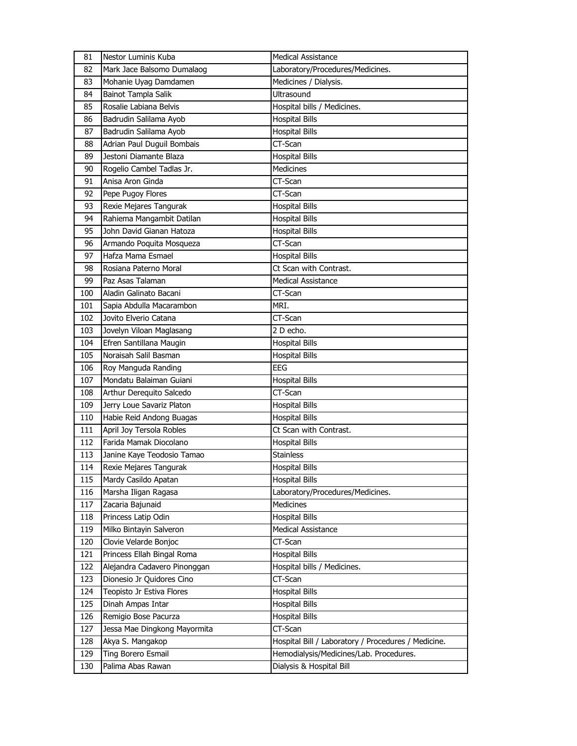| | | |
|---|---|---|
| 81 | Nestor Luminis Kuba | Medical Assistance |
| 82 | Mark Jace Balsomo Dumalaog | Laboratory/Procedures/Medicines. |
| 83 | Mohanie Uyag Damdamen | Medicines / Dialysis. |
| 84 | Bainot Tampla Salik | Ultrasound |
| 85 | Rosalie Labiana Belvis | Hospital bills / Medicines. |
| 86 | Badrudin Salilama Ayob | Hospital Bills |
| 87 | Badrudin Salilama Ayob | Hospital Bills |
| 88 | Adrian Paul Duguil Bombais | CT-Scan |
| 89 | Jestoni Diamante Blaza | Hospital Bills |
| 90 | Rogelio Cambel Tadlas Jr. | Medicines |
| 91 | Anisa Aron Ginda | CT-Scan |
| 92 | Pepe Pugoy Flores | CT-Scan |
| 93 | Rexie Mejares Tangurak | Hospital Bills |
| 94 | Rahiema Mangambit Datilan | Hospital Bills |
| 95 | John David Gianan Hatoza | Hospital Bills |
| 96 | Armando Poquita Mosqueza | CT-Scan |
| 97 | Hafza Mama Esmael | Hospital Bills |
| 98 | Rosiana Paterno Moral | Ct Scan with Contrast. |
| 99 | Paz Asas Talaman | Medical Assistance |
| 100 | Aladin Galinato Bacani | CT-Scan |
| 101 | Sapia Abdulla Macarambon | MRI. |
| 102 | Jovito Elverio Catana | CT-Scan |
| 103 | Jovelyn Viloan Maglasang | 2 D echo. |
| 104 | Efren Santillana Maugin | Hospital Bills |
| 105 | Noraisah Salil Basman | Hospital Bills |
| 106 | Roy Manguda Randing | EEG |
| 107 | Mondatu Balaiman Guiani | Hospital Bills |
| 108 | Arthur Derequito Salcedo | CT-Scan |
| 109 | Jerry Loue Savariz Platon | Hospital Bills |
| 110 | Habie Reid Andong Buagas | Hospital Bills |
| 111 | April Joy Tersola Robles | Ct Scan with Contrast. |
| 112 | Farida Mamak Diocolano | Hospital Bills |
| 113 | Janine Kaye Teodosio Tamao | Stainless |
| 114 | Rexie Mejares Tangurak | Hospital Bills |
| 115 | Mardy Casildo Apatan | Hospital Bills |
| 116 | Marsha Iligan Ragasa | Laboratory/Procedures/Medicines. |
| 117 | Zacaria Bajunaid | Medicines |
| 118 | Princess Latip Odin | Hospital Bills |
| 119 | Milko Bintayin Salveron | Medical Assistance |
| 120 | Clovie Velarde Bonjoc | CT-Scan |
| 121 | Princess Ellah Bingal Roma | Hospital Bills |
| 122 | Alejandra Cadavero Pinonggan | Hospital bills / Medicines. |
| 123 | Dionesio Jr Quidores Cino | CT-Scan |
| 124 | Teopisto Jr Estiva Flores | Hospital Bills |
| 125 | Dinah Ampas Intar | Hospital Bills |
| 126 | Remigio Bose Pacurza | Hospital Bills |
| 127 | Jessa Mae Dingkong Mayormita | CT-Scan |
| 128 | Akya S. Mangakop | Hospital Bill / Laboratory / Procedures / Medicine. |
| 129 | Ting Borero Esmail | Hemodialysis/Medicines/Lab. Procedures. |
| 130 | Palima Abas Rawan | Dialysis & Hospital Bill |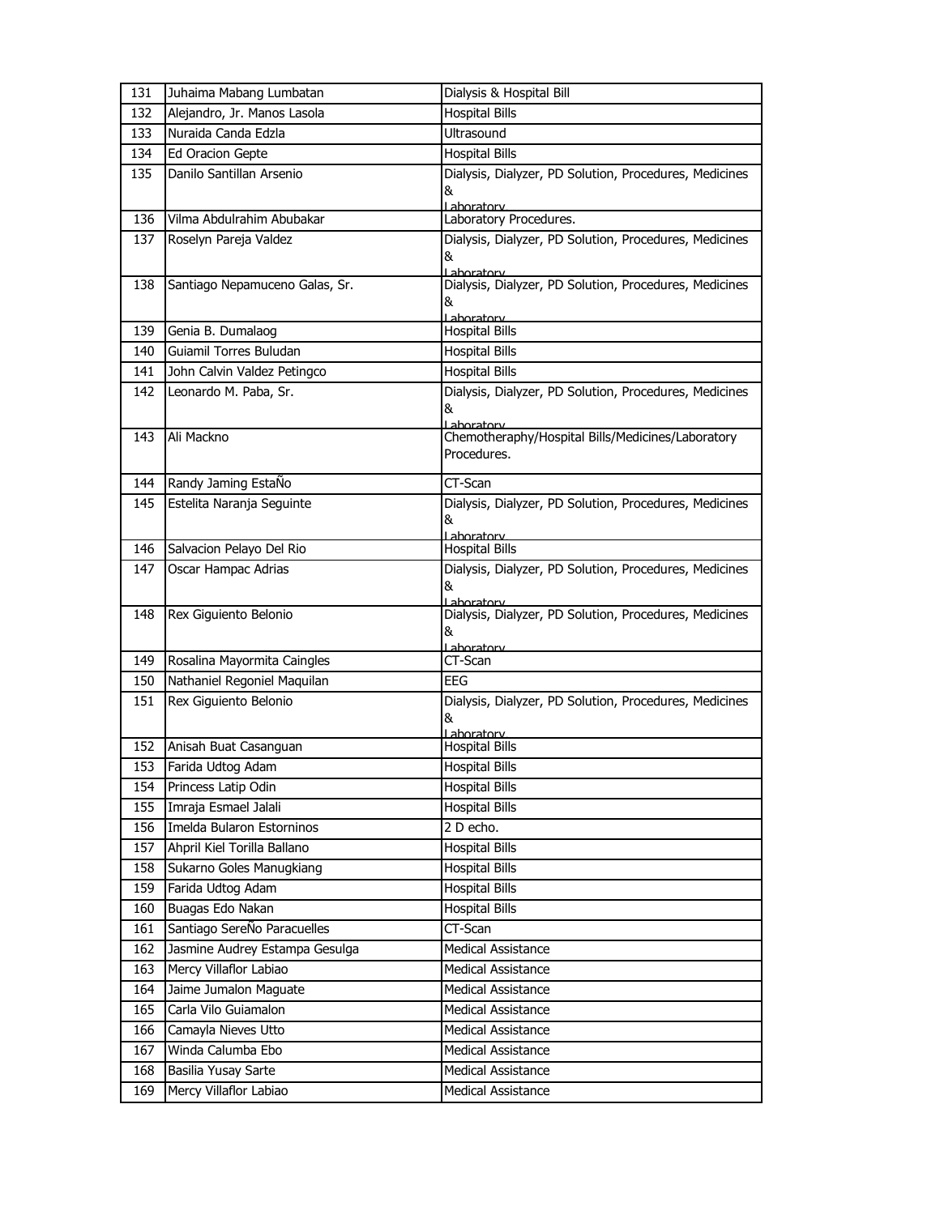| | | |
|---|---|---|
| 131 | Juhaima Mabang Lumbatan | Dialysis & Hospital Bill |
| 132 | Alejandro, Jr. Manos Lasola | Hospital Bills |
| 133 | Nuraida Canda Edzla | Ultrasound |
| 134 | Ed Oracion Gepte | Hospital Bills |
| 135 | Danilo Santillan Arsenio | Dialysis, Dialyzer, PD Solution, Procedures, Medicines & Laboratory |
| 136 | Vilma Abdulrahim Abubakar | Laboratory Procedures. |
| 137 | Roselyn Pareja Valdez | Dialysis, Dialyzer, PD Solution, Procedures, Medicines & Laboratory |
| 138 | Santiago Nepamuceno Galas, Sr. | Dialysis, Dialyzer, PD Solution, Procedures, Medicines & Laboratory |
| 139 | Genia B. Dumalaog | Hospital Bills |
| 140 | Guiamil Torres Buludan | Hospital Bills |
| 141 | John Calvin Valdez Petingco | Hospital Bills |
| 142 | Leonardo M. Paba, Sr. | Dialysis, Dialyzer, PD Solution, Procedures, Medicines & Laboratory |
| 143 | Ali Mackno | Chemotheraphy/Hospital Bills/Medicines/Laboratory Procedures. |
| 144 | Randy Jaming EstaÑo | CT-Scan |
| 145 | Estelita Naranja Seguinte | Dialysis, Dialyzer, PD Solution, Procedures, Medicines & Laboratory |
| 146 | Salvacion Pelayo Del Rio | Hospital Bills |
| 147 | Oscar Hampac Adrias | Dialysis, Dialyzer, PD Solution, Procedures, Medicines & Laboratory |
| 148 | Rex Giguiento Belonio | Dialysis, Dialyzer, PD Solution, Procedures, Medicines & Laboratory |
| 149 | Rosalina Mayormita Caingles | CT-Scan |
| 150 | Nathaniel Regoniel Maquilan | EEG |
| 151 | Rex Giguiento Belonio | Dialysis, Dialyzer, PD Solution, Procedures, Medicines & Laboratory |
| 152 | Anisah Buat Casanguan | Hospital Bills |
| 153 | Farida Udtog Adam | Hospital Bills |
| 154 | Princess Latip Odin | Hospital Bills |
| 155 | Imraja Esmael Jalali | Hospital Bills |
| 156 | Imelda Bularon Estorninos | 2 D echo. |
| 157 | Ahpril Kiel Torilla Ballano | Hospital Bills |
| 158 | Sukarno Goles Manugkiang | Hospital Bills |
| 159 | Farida Udtog Adam | Hospital Bills |
| 160 | Buagas Edo Nakan | Hospital Bills |
| 161 | Santiago SereÑo Paracuelles | CT-Scan |
| 162 | Jasmine Audrey Estampa Gesulga | Medical Assistance |
| 163 | Mercy Villaflor Labiao | Medical Assistance |
| 164 | Jaime Jumalon Maguate | Medical Assistance |
| 165 | Carla Vilo Guiamalon | Medical Assistance |
| 166 | Camayla Nieves Utto | Medical Assistance |
| 167 | Winda Calumba Ebo | Medical Assistance |
| 168 | Basilia Yusay Sarte | Medical Assistance |
| 169 | Mercy Villaflor Labiao | Medical Assistance |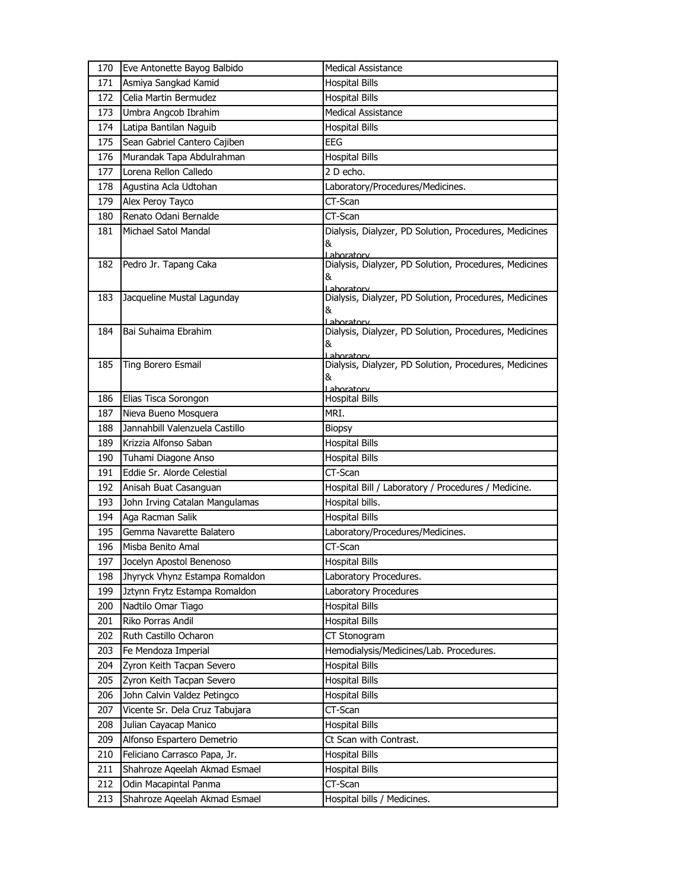| | | |
|---|---|---|
| 170 | Eve Antonette Bayog Balbido | Medical Assistance |
| 171 | Asmiya Sangkad Kamid | Hospital Bills |
| 172 | Celia Martin Bermudez | Hospital Bills |
| 173 | Umbra Angcob Ibrahim | Medical Assistance |
| 174 | Latipa Bantilan Naguib | Hospital Bills |
| 175 | Sean Gabriel Cantero Cajiben | EEG |
| 176 | Murandak Tapa Abdulrahman | Hospital Bills |
| 177 | Lorena Rellon Calledo | 2 D echo. |
| 178 | Agustina Acla Udtohan | Laboratory/Procedures/Medicines. |
| 179 | Alex Peroy Tayco | CT-Scan |
| 180 | Renato Odani Bernalde | CT-Scan |
| 181 | Michael Satol Mandal | Dialysis, Dialyzer, PD Solution, Procedures, Medicines & Laboratory |
| 182 | Pedro Jr. Tapang Caka | Dialysis, Dialyzer, PD Solution, Procedures, Medicines & Laboratory |
| 183 | Jacqueline Mustal Lagunday | Dialysis, Dialyzer, PD Solution, Procedures, Medicines & Laboratory |
| 184 | Bai Suhaima Ebrahim | Dialysis, Dialyzer, PD Solution, Procedures, Medicines & Laboratory |
| 185 | Ting Borero Esmail | Dialysis, Dialyzer, PD Solution, Procedures, Medicines & Laboratory |
| 186 | Elias Tisca Sorongon | Hospital Bills |
| 187 | Nieva Bueno Mosquera | MRI. |
| 188 | Jannahbill Valenzuela Castillo | Biopsy |
| 189 | Krizzia Alfonso Saban | Hospital Bills |
| 190 | Tuhami Diagone Anso | Hospital Bills |
| 191 | Eddie Sr. Alorde Celestial | CT-Scan |
| 192 | Anisah Buat Casanguan | Hospital Bill / Laboratory / Procedures / Medicine. |
| 193 | John Irving Catalan Mangulamas | Hospital bills. |
| 194 | Aga Racman Salik | Hospital Bills |
| 195 | Gemma Navarette Balatero | Laboratory/Procedures/Medicines. |
| 196 | Misba Benito Amal | CT-Scan |
| 197 | Jocelyn Apostol Benenoso | Hospital Bills |
| 198 | Jhyryck Vhynz Estampa Romaldon | Laboratory Procedures. |
| 199 | Jztynn Frytz Estampa Romaldon | Laboratory Procedures |
| 200 | Nadtilo Omar Tiago | Hospital Bills |
| 201 | Riko Porras Andil | Hospital Bills |
| 202 | Ruth Castillo Ocharon | CT Stonogram |
| 203 | Fe Mendoza Imperial | Hemodialysis/Medicines/Lab. Procedures. |
| 204 | Zyron Keith Tacpan Severo | Hospital Bills |
| 205 | Zyron Keith Tacpan Severo | Hospital Bills |
| 206 | John Calvin Valdez Petingco | Hospital Bills |
| 207 | Vicente Sr. Dela Cruz Tabujara | CT-Scan |
| 208 | Julian Cayacap Manico | Hospital Bills |
| 209 | Alfonso Espartero Demetrio | Ct Scan with Contrast. |
| 210 | Feliciano Carrasco Papa, Jr. | Hospital Bills |
| 211 | Shahroze Aqeelah Akmad Esmael | Hospital Bills |
| 212 | Odin Macapintal Panma | CT-Scan |
| 213 | Shahroze Aqeelah Akmad Esmael | Hospital bills / Medicines. |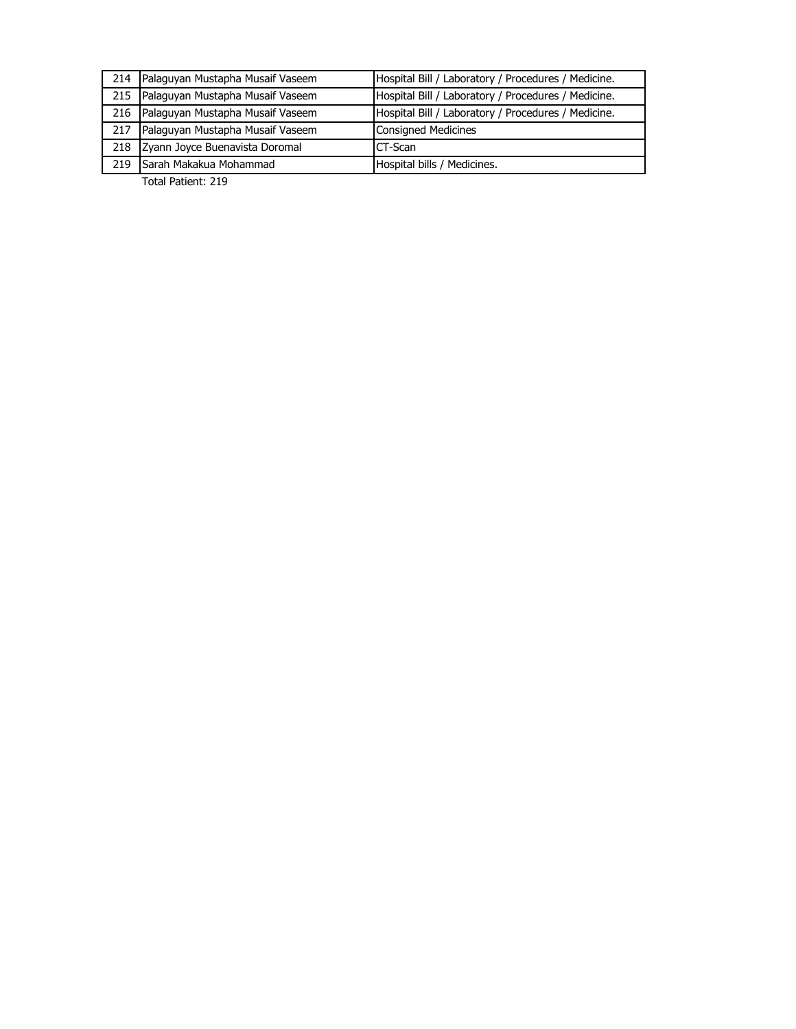| | | |
|---|---|---|
| 214 | Palaguyan Mustapha Musaif Vaseem | Hospital Bill / Laboratory / Procedures / Medicine. |
| 215 | Palaguyan Mustapha Musaif Vaseem | Hospital Bill / Laboratory / Procedures / Medicine. |
| 216 | Palaguyan Mustapha Musaif Vaseem | Hospital Bill / Laboratory / Procedures / Medicine. |
| 217 | Palaguyan Mustapha Musaif Vaseem | Consigned Medicines |
| 218 | Zyann Joyce Buenavista Doromal | CT-Scan |
| 219 | Sarah Makakua Mohammad | Hospital bills / Medicines. |

Total Patient: 219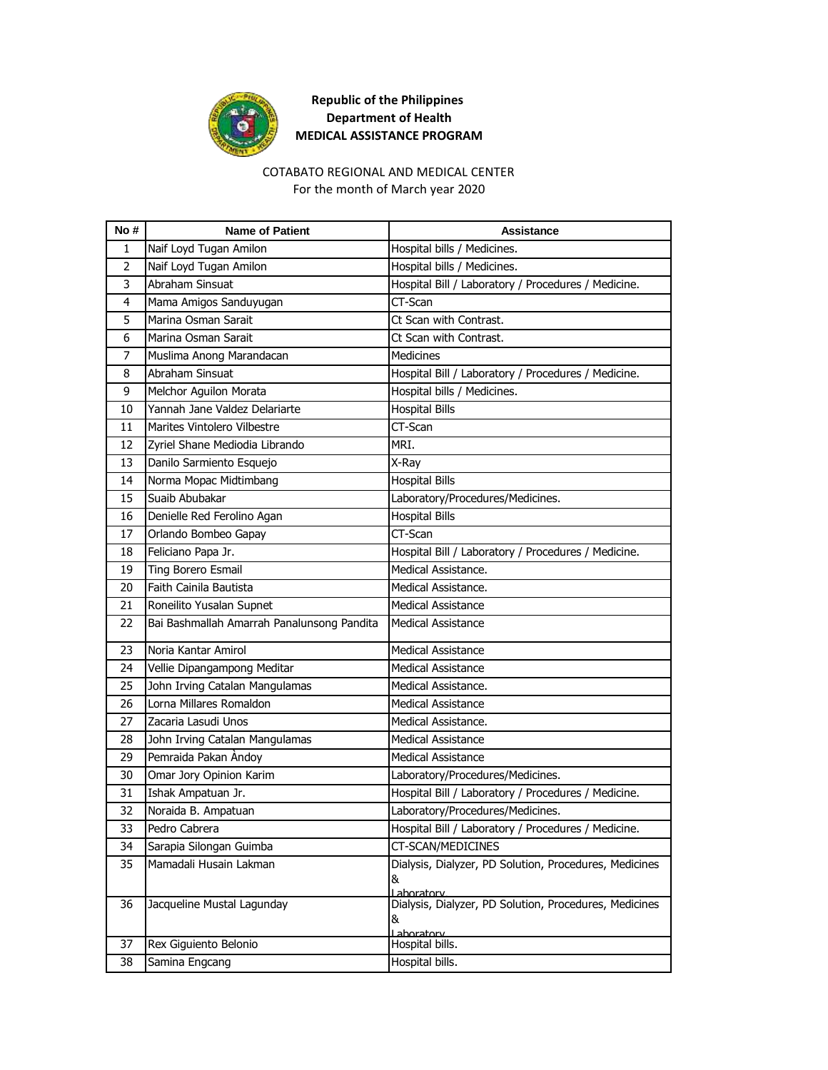**Republic of the Philippines**
**Department of Health**
**MEDICAL ASSISTANCE PROGRAM**

COTABATO REGIONAL AND MEDICAL CENTER
For the month of March year 2020

| No # | Name of Patient | Assistance |
|---|---|---|
| 1 | Naif Loyd Tugan Amilon | Hospital bills / Medicines. |
| 2 | Naif Loyd Tugan Amilon | Hospital bills / Medicines. |
| 3 | Abraham Sinsuat | Hospital Bill / Laboratory / Procedures / Medicine. |
| 4 | Mama Amigos Sanduyugan | CT-Scan |
| 5 | Marina Osman Sarait | Ct Scan with Contrast. |
| 6 | Marina Osman Sarait | Ct Scan with Contrast. |
| 7 | Muslima Anong Marandacan | Medicines |
| 8 | Abraham Sinsuat | Hospital Bill / Laboratory / Procedures / Medicine. |
| 9 | Melchor Aguilon Morata | Hospital bills / Medicines. |
| 10 | Yannah Jane Valdez Delariarte | Hospital Bills |
| 11 | Marites Vintolero Vilbestre | CT-Scan |
| 12 | Zyriel Shane Mediodia Librando | MRI. |
| 13 | Danilo Sarmiento Esquejo | X-Ray |
| 14 | Norma Mopac Midtimbang | Hospital Bills |
| 15 | Suaib Abubakar | Laboratory/Procedures/Medicines. |
| 16 | Denielle Red Ferolino Agan | Hospital Bills |
| 17 | Orlando Bombeo Gapay | CT-Scan |
| 18 | Feliciano Papa Jr. | Hospital Bill / Laboratory / Procedures / Medicine. |
| 19 | Ting Borero Esmail | Medical Assistance. |
| 20 | Faith Cainila Bautista | Medical Assistance. |
| 21 | Roneilito Yusalan Supnet | Medical Assistance |
| 22 | Bai Bashmallah Amarrah Panalunsong Pandita | Medical Assistance |
| 23 | Noria Kantar Amirol | Medical Assistance |
| 24 | Vellie Dipangampong Meditar | Medical Assistance |
| 25 | John Irving Catalan Mangulamas | Medical Assistance. |
| 26 | Lorna Millares Romaldon | Medical Assistance |
| 27 | Zacaria Lasudi Unos | Medical Assistance. |
| 28 | John Irving Catalan Mangulamas | Medical Assistance |
| 29 | Pemraida Pakan Àndoy | Medical Assistance |
| 30 | Omar Jory Opinion Karim | Laboratory/Procedures/Medicines. |
| 31 | Ishak Ampatuan Jr. | Hospital Bill / Laboratory / Procedures / Medicine. |
| 32 | Noraida B. Ampatuan | Laboratory/Procedures/Medicines. |
| 33 | Pedro Cabrera | Hospital Bill / Laboratory / Procedures / Medicine. |
| 34 | Sarapia Silongan Guimba | CT-SCAN/MEDICINES |
| 35 | Mamadali Husain Lakman | Dialysis, Dialyzer, PD Solution, Procedures, Medicines & Laboratory |
| 36 | Jacqueline Mustal Lagunday | Dialysis, Dialyzer, PD Solution, Procedures, Medicines & Laboratory |
| 37 | Rex Giguiento Belonio | Hospital bills. |
| 38 | Samina Engcang | Hospital bills. |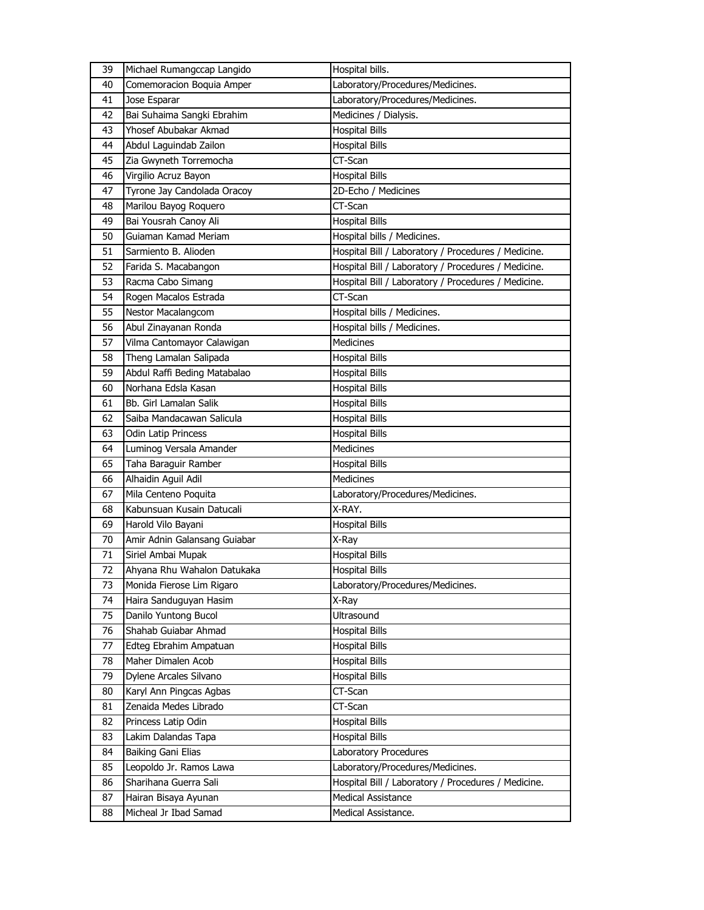| | | |
|---|---|---|
| 39 | Michael Rumangccap Langido | Hospital bills. |
| 40 | Comemoracion Boquia Amper | Laboratory/Procedures/Medicines. |
| 41 | Jose Esparar | Laboratory/Procedures/Medicines. |
| 42 | Bai Suhaima Sangki Ebrahim | Medicines / Dialysis. |
| 43 | Yhosef Abubakar Akmad | Hospital Bills |
| 44 | Abdul Laguindab Zailon | Hospital Bills |
| 45 | Zia Gwyneth Torremocha | CT-Scan |
| 46 | Virgilio Acruz Bayon | Hospital Bills |
| 47 | Tyrone Jay Candolada Oracoy | 2D-Echo / Medicines |
| 48 | Marilou Bayog Roquero | CT-Scan |
| 49 | Bai Yousrah Canoy Ali | Hospital Bills |
| 50 | Guiaman Kamad Meriam | Hospital bills / Medicines. |
| 51 | Sarmiento B. Alioden | Hospital Bill / Laboratory / Procedures / Medicine. |
| 52 | Farida S. Macabangon | Hospital Bill / Laboratory / Procedures / Medicine. |
| 53 | Racma Cabo Simang | Hospital Bill / Laboratory / Procedures / Medicine. |
| 54 | Rogen Macalos Estrada | CT-Scan |
| 55 | Nestor Macalangcom | Hospital bills / Medicines. |
| 56 | Abul Zinayanan Ronda | Hospital bills / Medicines. |
| 57 | Vilma Cantomayor Calawigan | Medicines |
| 58 | Theng Lamalan Salipada | Hospital Bills |
| 59 | Abdul Raffi Beding Matabalao | Hospital Bills |
| 60 | Norhana Edsla Kasan | Hospital Bills |
| 61 | Bb. Girl Lamalan Salik | Hospital Bills |
| 62 | Saiba Mandacawan Salicula | Hospital Bills |
| 63 | Odin Latip Princess | Hospital Bills |
| 64 | Luminog Versala Amander | Medicines |
| 65 | Taha Baraguir Ramber | Hospital Bills |
| 66 | Alhaidin Aguil Adil | Medicines |
| 67 | Mila Centeno Poquita | Laboratory/Procedures/Medicines. |
| 68 | Kabunsuan Kusain Datucali | X-RAY. |
| 69 | Harold Vilo Bayani | Hospital Bills |
| 70 | Amir Adnin Galansang Guiabar | X-Ray |
| 71 | Siriel Ambai Mupak | Hospital Bills |
| 72 | Ahyana Rhu Wahalon Datukaka | Hospital Bills |
| 73 | Monida Fierose Lim Rigaro | Laboratory/Procedures/Medicines. |
| 74 | Haira Sanduguyan Hasim | X-Ray |
| 75 | Danilo Yuntong Bucol | Ultrasound |
| 76 | Shahab Guiabar Ahmad | Hospital Bills |
| 77 | Edteg Ebrahim Ampatuan | Hospital Bills |
| 78 | Maher Dimalen Acob | Hospital Bills |
| 79 | Dylene Arcales Silvano | Hospital Bills |
| 80 | Karyl Ann Pingcas Agbas | CT-Scan |
| 81 | Zenaida Medes Librado | CT-Scan |
| 82 | Princess Latip Odin | Hospital Bills |
| 83 | Lakim Dalandas Tapa | Hospital Bills |
| 84 | Baiking Gani Elias | Laboratory Procedures |
| 85 | Leopoldo Jr. Ramos Lawa | Laboratory/Procedures/Medicines. |
| 86 | Sharihana Guerra Sali | Hospital Bill / Laboratory / Procedures / Medicine. |
| 87 | Hairan Bisaya Ayunan | Medical Assistance |
| 88 | Micheal Jr Ibad Samad | Medical Assistance. |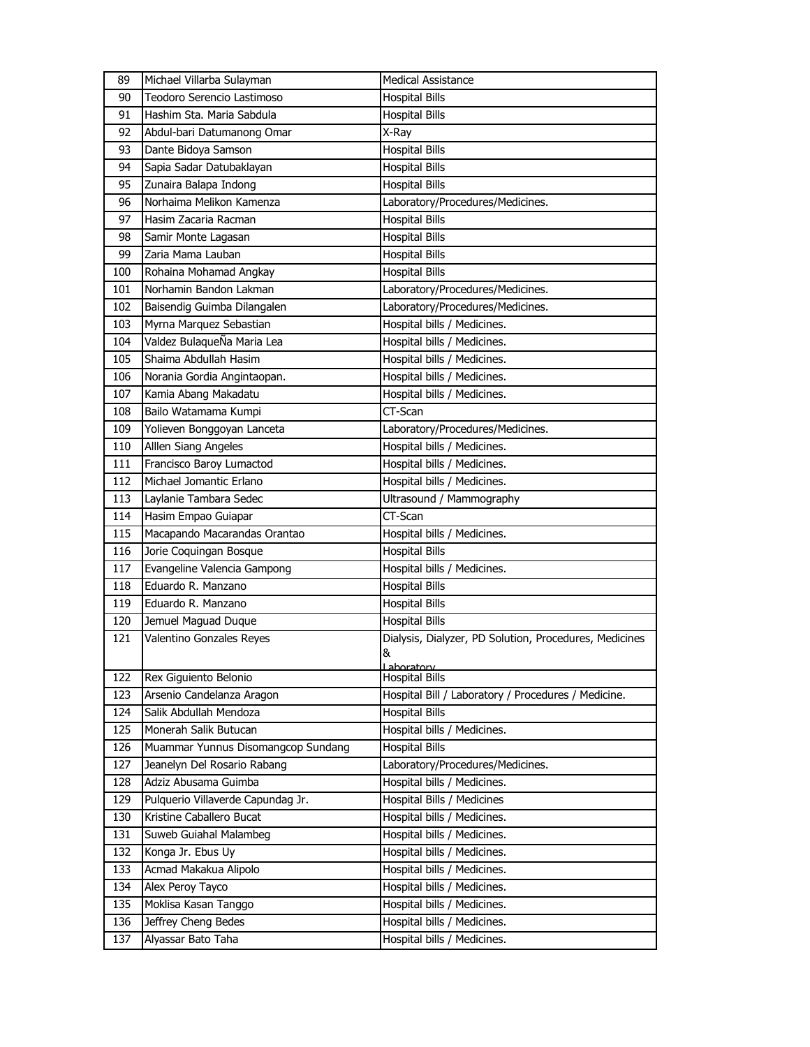| 89 | Michael Villarba Sulayman | Medical Assistance |
|---|---|---|
| 90 | Teodoro Serencio Lastimoso | Hospital Bills |
| 91 | Hashim Sta. Maria Sabdula | Hospital Bills |
| 92 | Abdul-bari Datumanong Omar | X-Ray |
| 93 | Dante Bidoya Samson | Hospital Bills |
| 94 | Sapia Sadar Datubaklayan | Hospital Bills |
| 95 | Zunaira Balapa Indong | Hospital Bills |
| 96 | Norhaima Melikon Kamenza | Laboratory/Procedures/Medicines. |
| 97 | Hasim Zacaria Racman | Hospital Bills |
| 98 | Samir Monte Lagasan | Hospital Bills |
| 99 | Zaria Mama Lauban | Hospital Bills |
| 100 | Rohaina Mohamad Angkay | Hospital Bills |
| 101 | Norhamin Bandon Lakman | Laboratory/Procedures/Medicines. |
| 102 | Baisendig Guimba Dilangalen | Laboratory/Procedures/Medicines. |
| 103 | Myrna Marquez Sebastian | Hospital bills / Medicines. |
| 104 | Valdez BulaqueÑa Maria Lea | Hospital bills / Medicines. |
| 105 | Shaima Abdullah Hasim | Hospital bills / Medicines. |
| 106 | Norania Gordia Angintaopan. | Hospital bills / Medicines. |
| 107 | Kamia Abang Makadatu | Hospital bills / Medicines. |
| 108 | Bailo Watamama Kumpi | CT-Scan |
| 109 | Yolieven Bonggoyan Lanceta | Laboratory/Procedures/Medicines. |
| 110 | Alllen Siang Angeles | Hospital bills / Medicines. |
| 111 | Francisco Baroy Lumactod | Hospital bills / Medicines. |
| 112 | Michael Jomantic Erlano | Hospital bills / Medicines. |
| 113 | Laylanie Tambara Sedec | Ultrasound / Mammography |
| 114 | Hasim Empao Guiapar | CT-Scan |
| 115 | Macapando Macarandas Orantao | Hospital bills / Medicines. |
| 116 | Jorie Coquingan Bosque | Hospital Bills |
| 117 | Evangeline Valencia Gampong | Hospital bills / Medicines. |
| 118 | Eduardo R. Manzano | Hospital Bills |
| 119 | Eduardo R. Manzano | Hospital Bills |
| 120 | Jemuel Maguad Duque | Hospital Bills |
| 121 | Valentino Gonzales Reyes | Dialysis, Dialyzer, PD Solution, Procedures, Medicines & Laboratory |
| 122 | Rex Giguiento Belonio | Hospital Bills |
| 123 | Arsenio Candelanza Aragon | Hospital Bill / Laboratory / Procedures / Medicine. |
| 124 | Salik Abdullah Mendoza | Hospital Bills |
| 125 | Monerah Salik Butucan | Hospital bills / Medicines. |
| 126 | Muammar Yunnus Disomangcop Sundang | Hospital Bills |
| 127 | Jeanelyn Del Rosario Rabang | Laboratory/Procedures/Medicines. |
| 128 | Adziz Abusama Guimba | Hospital bills / Medicines. |
| 129 | Pulquerio Villaverde Capundag Jr. | Hospital Bills / Medicines |
| 130 | Kristine Caballero Bucat | Hospital bills / Medicines. |
| 131 | Suweb Guiahal Malambeg | Hospital bills / Medicines. |
| 132 | Konga Jr. Ebus Uy | Hospital bills / Medicines. |
| 133 | Acmad Makakua Alipolo | Hospital bills / Medicines. |
| 134 | Alex Peroy Tayco | Hospital bills / Medicines. |
| 135 | Moklisa Kasan Tanggo | Hospital bills / Medicines. |
| 136 | Jeffrey Cheng Bedes | Hospital bills / Medicines. |
| 137 | Alyassar Bato Taha | Hospital bills / Medicines. |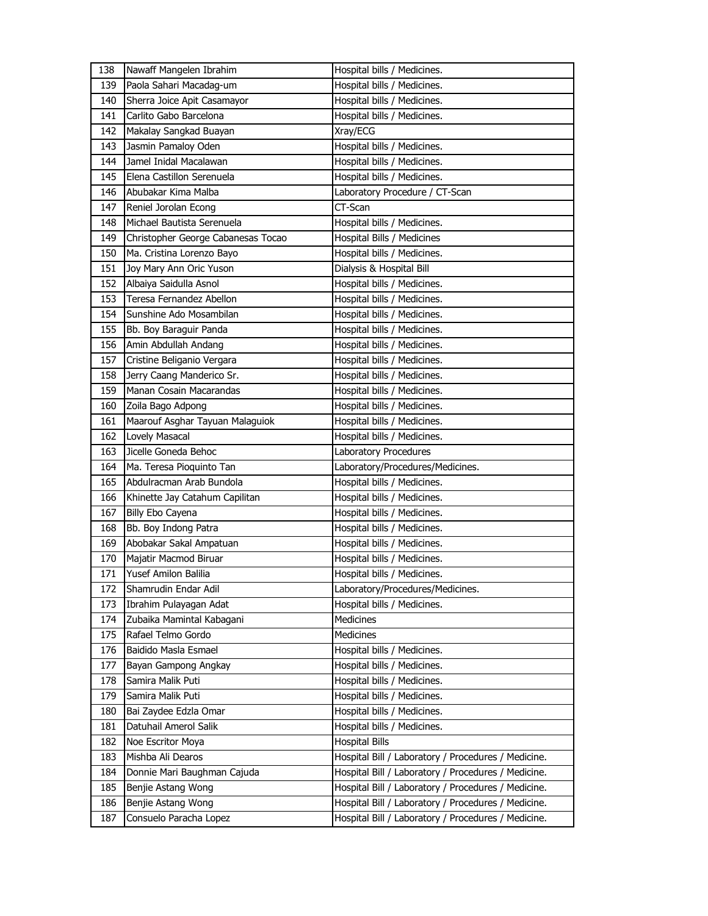| | | |
|---|---|---|
| 138 | Nawaff Mangelen Ibrahim | Hospital bills / Medicines. |
| 139 | Paola Sahari Macadag-um | Hospital bills / Medicines. |
| 140 | Sherra Joice Apit Casamayor | Hospital bills / Medicines. |
| 141 | Carlito Gabo Barcelona | Hospital bills / Medicines. |
| 142 | Makalay Sangkad Buayan | Xray/ECG |
| 143 | Jasmin Pamaloy Oden | Hospital bills / Medicines. |
| 144 | Jamel Inidal Macalawan | Hospital bills / Medicines. |
| 145 | Elena Castillon Serenuela | Hospital bills / Medicines. |
| 146 | Abubakar Kima Malba | Laboratory Procedure / CT-Scan |
| 147 | Reniel Jorolan Econg | CT-Scan |
| 148 | Michael Bautista Serenuela | Hospital bills / Medicines. |
| 149 | Christopher George Cabanesas Tocao | Hospital Bills / Medicines |
| 150 | Ma. Cristina Lorenzo Bayo | Hospital bills / Medicines. |
| 151 | Joy Mary Ann Oric Yuson | Dialysis & Hospital Bill |
| 152 | Albaiya Saidulla Asnol | Hospital bills / Medicines. |
| 153 | Teresa Fernandez Abellon | Hospital bills / Medicines. |
| 154 | Sunshine Ado Mosambilan | Hospital bills / Medicines. |
| 155 | Bb. Boy Baraguir Panda | Hospital bills / Medicines. |
| 156 | Amin Abdullah Andang | Hospital bills / Medicines. |
| 157 | Cristine Beliganio Vergara | Hospital bills / Medicines. |
| 158 | Jerry Caang Manderico Sr. | Hospital bills / Medicines. |
| 159 | Manan Cosain Macarandas | Hospital bills / Medicines. |
| 160 | Zoila Bago Adpong | Hospital bills / Medicines. |
| 161 | Maarouf Asghar Tayuan Malaguiok | Hospital bills / Medicines. |
| 162 | Lovely Masacal | Hospital bills / Medicines. |
| 163 | Jicelle Goneda Behoc | Laboratory Procedures |
| 164 | Ma. Teresa Pioquinto Tan | Laboratory/Procedures/Medicines. |
| 165 | Abdulracman Arab Bundola | Hospital bills / Medicines. |
| 166 | Khinette Jay Catahum Capilitan | Hospital bills / Medicines. |
| 167 | Billy Ebo Cayena | Hospital bills / Medicines. |
| 168 | Bb. Boy Indong Patra | Hospital bills / Medicines. |
| 169 | Abobakar Sakal Ampatuan | Hospital bills / Medicines. |
| 170 | Majatir Macmod Biruar | Hospital bills / Medicines. |
| 171 | Yusef Amilon Balilia | Hospital bills / Medicines. |
| 172 | Shamrudin Endar Adil | Laboratory/Procedures/Medicines. |
| 173 | Ibrahim Pulayagan Adat | Hospital bills / Medicines. |
| 174 | Zubaika Mamintal Kabagani | Medicines |
| 175 | Rafael Telmo Gordo | Medicines |
| 176 | Baidido Masla Esmael | Hospital bills / Medicines. |
| 177 | Bayan Gampong Angkay | Hospital bills / Medicines. |
| 178 | Samira Malik Puti | Hospital bills / Medicines. |
| 179 | Samira Malik Puti | Hospital bills / Medicines. |
| 180 | Bai Zaydee Edzla Omar | Hospital bills / Medicines. |
| 181 | Datuhail Amerol Salik | Hospital bills / Medicines. |
| 182 | Noe Escritor Moya | Hospital Bills |
| 183 | Mishba Ali Dearos | Hospital Bill / Laboratory / Procedures / Medicine. |
| 184 | Donnie Mari Baughman Cajuda | Hospital Bill / Laboratory / Procedures / Medicine. |
| 185 | Benjie Astang Wong | Hospital Bill / Laboratory / Procedures / Medicine. |
| 186 | Benjie Astang Wong | Hospital Bill / Laboratory / Procedures / Medicine. |
| 187 | Consuelo Paracha Lopez | Hospital Bill / Laboratory / Procedures / Medicine. |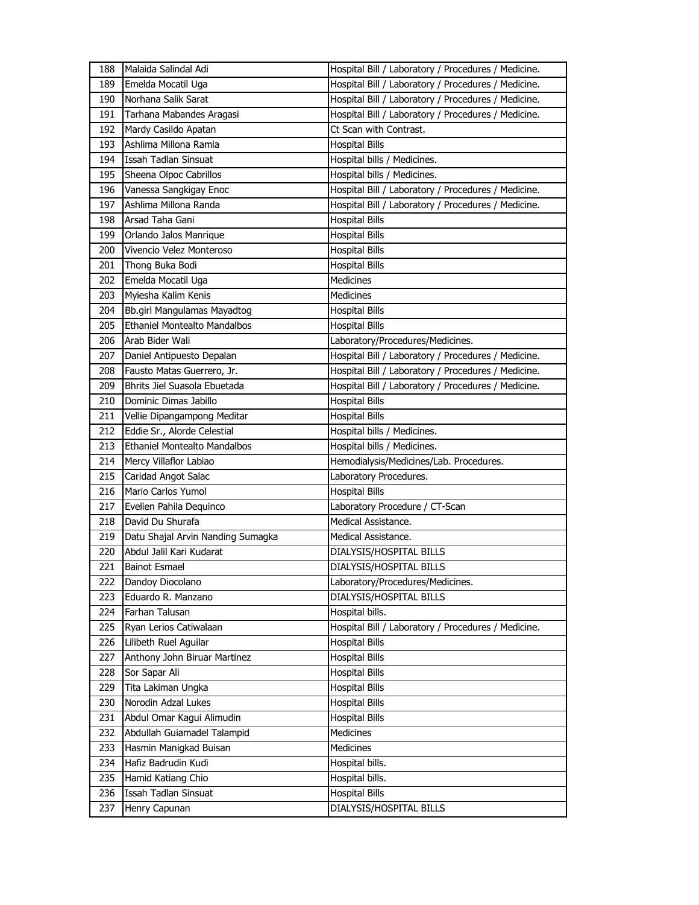| | | |
|---|---|---|
| 188 | Malaida Salindal Adi | Hospital Bill / Laboratory / Procedures / Medicine. |
| 189 | Emelda Mocatil Uga | Hospital Bill / Laboratory / Procedures / Medicine. |
| 190 | Norhana Salik Sarat | Hospital Bill / Laboratory / Procedures / Medicine. |
| 191 | Tarhana Mabandes Aragasi | Hospital Bill / Laboratory / Procedures / Medicine. |
| 192 | Mardy Casildo Apatan | Ct Scan with Contrast. |
| 193 | Ashlima Millona Ramla | Hospital Bills |
| 194 | Issah Tadlan Sinsuat | Hospital bills / Medicines. |
| 195 | Sheena Olpoc Cabrillos | Hospital bills / Medicines. |
| 196 | Vanessa Sangkigay Enoc | Hospital Bill / Laboratory / Procedures / Medicine. |
| 197 | Ashlima Millona Randa | Hospital Bill / Laboratory / Procedures / Medicine. |
| 198 | Arsad Taha Gani | Hospital Bills |
| 199 | Orlando Jalos Manrique | Hospital Bills |
| 200 | Vivencio Velez Monteroso | Hospital Bills |
| 201 | Thong Buka Bodi | Hospital Bills |
| 202 | Emelda Mocatil Uga | Medicines |
| 203 | Myiesha Kalim Kenis | Medicines |
| 204 | Bb.girl Mangulamas Mayadtog | Hospital Bills |
| 205 | Ethaniel Montealto Mandalbos | Hospital Bills |
| 206 | Arab Bider Wali | Laboratory/Procedures/Medicines. |
| 207 | Daniel Antipuesto Depalan | Hospital Bill / Laboratory / Procedures / Medicine. |
| 208 | Fausto Matas Guerrero, Jr. | Hospital Bill / Laboratory / Procedures / Medicine. |
| 209 | Bhrits Jiel Suasola Ebuetada | Hospital Bill / Laboratory / Procedures / Medicine. |
| 210 | Dominic Dimas Jabillo | Hospital Bills |
| 211 | Vellie Dipangampong Meditar | Hospital Bills |
| 212 | Eddie Sr., Alorde Celestial | Hospital bills / Medicines. |
| 213 | Ethaniel Montealto Mandalbos | Hospital bills / Medicines. |
| 214 | Mercy Villaflor Labiao | Hemodialysis/Medicines/Lab. Procedures. |
| 215 | Caridad Angot Salac | Laboratory Procedures. |
| 216 | Mario Carlos Yumol | Hospital Bills |
| 217 | Evelien Pahila Dequinco | Laboratory Procedure / CT-Scan |
| 218 | David Du Shurafa | Medical Assistance. |
| 219 | Datu Shajal Arvin Nanding Sumagka | Medical Assistance. |
| 220 | Abdul Jalil Kari Kudarat | DIALYSIS/HOSPITAL BILLS |
| 221 | Bainot Esmael | DIALYSIS/HOSPITAL BILLS |
| 222 | Dandoy Diocolano | Laboratory/Procedures/Medicines. |
| 223 | Eduardo R. Manzano | DIALYSIS/HOSPITAL BILLS |
| 224 | Farhan Talusan | Hospital bills. |
| 225 | Ryan Lerios Catiwalaan | Hospital Bill / Laboratory / Procedures / Medicine. |
| 226 | Lilibeth Ruel Aguilar | Hospital Bills |
| 227 | Anthony John Biruar Martinez | Hospital Bills |
| 228 | Sor Sapar Ali | Hospital Bills |
| 229 | Tita Lakiman Ungka | Hospital Bills |
| 230 | Norodin Adzal Lukes | Hospital Bills |
| 231 | Abdul Omar Kagui Alimudin | Hospital Bills |
| 232 | Abdullah Guiamadel Talampid | Medicines |
| 233 | Hasmin Manigkad Buisan | Medicines |
| 234 | Hafiz Badrudin Kudi | Hospital bills. |
| 235 | Hamid Katiang Chio | Hospital bills. |
| 236 | Issah Tadlan Sinsuat | Hospital Bills |
| 237 | Henry Capunan | DIALYSIS/HOSPITAL BILLS |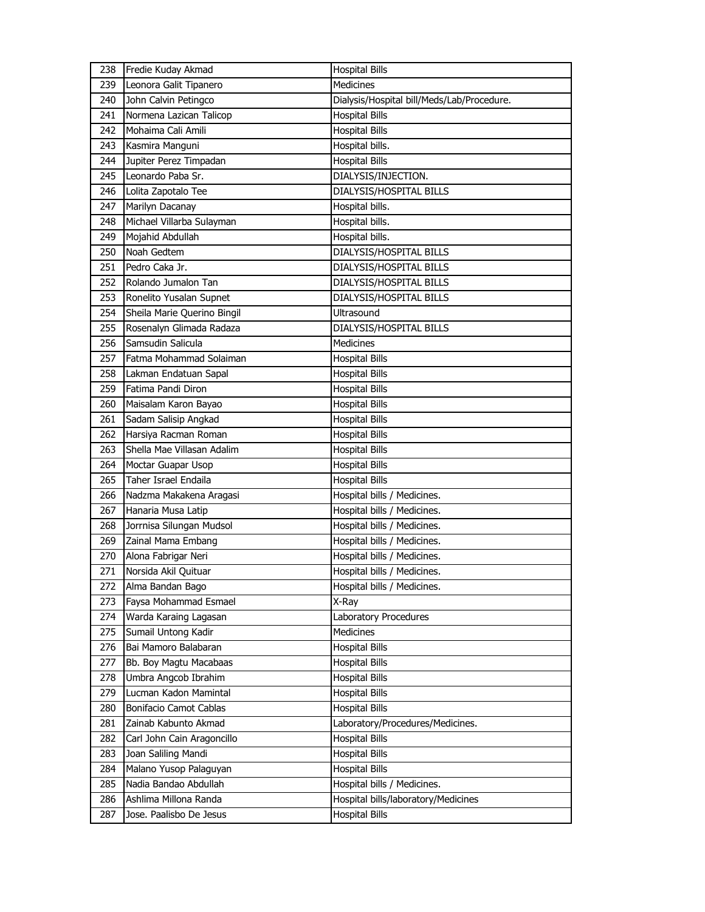| | | |
|---|---|---|
| 238 | Fredie Kuday Akmad | Hospital Bills |
| 239 | Leonora Galit Tipanero | Medicines |
| 240 | John Calvin Petingco | Dialysis/Hospital bill/Meds/Lab/Procedure. |
| 241 | Normena Lazican Talicop | Hospital Bills |
| 242 | Mohaima Cali Amili | Hospital Bills |
| 243 | Kasmira Manguni | Hospital bills. |
| 244 | Jupiter Perez Timpadan | Hospital Bills |
| 245 | Leonardo Paba Sr. | DIALYSIS/INJECTION. |
| 246 | Lolita Zapotalo Tee | DIALYSIS/HOSPITAL BILLS |
| 247 | Marilyn Dacanay | Hospital bills. |
| 248 | Michael Villarba Sulayman | Hospital bills. |
| 249 | Mojahid Abdullah | Hospital bills. |
| 250 | Noah Gedtem | DIALYSIS/HOSPITAL BILLS |
| 251 | Pedro Caka Jr. | DIALYSIS/HOSPITAL BILLS |
| 252 | Rolando Jumalon Tan | DIALYSIS/HOSPITAL BILLS |
| 253 | Ronelito Yusalan Supnet | DIALYSIS/HOSPITAL BILLS |
| 254 | Sheila Marie Querino Bingil | Ultrasound |
| 255 | Rosenalyn Glimada Radaza | DIALYSIS/HOSPITAL BILLS |
| 256 | Samsudin Salicula | Medicines |
| 257 | Fatma Mohammad Solaiman | Hospital Bills |
| 258 | Lakman Endatuan Sapal | Hospital Bills |
| 259 | Fatima Pandi Diron | Hospital Bills |
| 260 | Maisalam Karon Bayao | Hospital Bills |
| 261 | Sadam Salisip Angkad | Hospital Bills |
| 262 | Harsiya Racman Roman | Hospital Bills |
| 263 | Shella Mae Villasan Adalim | Hospital Bills |
| 264 | Moctar Guapar Usop | Hospital Bills |
| 265 | Taher Israel Endaila | Hospital Bills |
| 266 | Nadzma Makakena Aragasi | Hospital bills / Medicines. |
| 267 | Hanaria Musa Latip | Hospital bills / Medicines. |
| 268 | Jorrnisa Silungan Mudsol | Hospital bills / Medicines. |
| 269 | Zainal Mama Embang | Hospital bills / Medicines. |
| 270 | Alona Fabrigar Neri | Hospital bills / Medicines. |
| 271 | Norsida Akil Quituar | Hospital bills / Medicines. |
| 272 | Alma Bandan Bago | Hospital bills / Medicines. |
| 273 | Faysa Mohammad Esmael | X-Ray |
| 274 | Warda Karaing Lagasan | Laboratory Procedures |
| 275 | Sumail Untong Kadir | Medicines |
| 276 | Bai Mamoro Balabaran | Hospital Bills |
| 277 | Bb. Boy Magtu Macabaas | Hospital Bills |
| 278 | Umbra Angcob Ibrahim | Hospital Bills |
| 279 | Lucman Kadon Mamintal | Hospital Bills |
| 280 | Bonifacio Camot Cablas | Hospital Bills |
| 281 | Zainab Kabunto Akmad | Laboratory/Procedures/Medicines. |
| 282 | Carl John Cain Aragoncillo | Hospital Bills |
| 283 | Joan Saliling Mandi | Hospital Bills |
| 284 | Malano Yusop Palaguyan | Hospital Bills |
| 285 | Nadia Bandao Abdullah | Hospital bills / Medicines. |
| 286 | Ashlima Millona Randa | Hospital bills/laboratory/Medicines |
| 287 | Jose. Paalisbo De Jesus | Hospital Bills |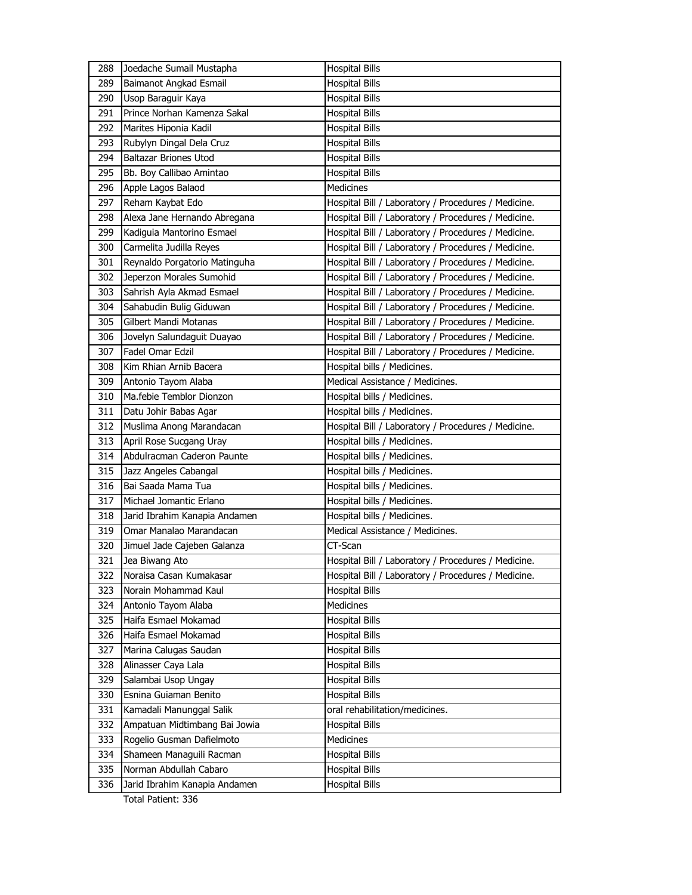| | | |
|---|---|---|
| 288 | Joedache Sumail Mustapha | Hospital Bills |
| 289 | Baimanot Angkad Esmail | Hospital Bills |
| 290 | Usop Baraguir Kaya | Hospital Bills |
| 291 | Prince Norhan Kamenza Sakal | Hospital Bills |
| 292 | Marites Hiponia Kadil | Hospital Bills |
| 293 | Rubylyn Dingal Dela Cruz | Hospital Bills |
| 294 | Baltazar Briones Utod | Hospital Bills |
| 295 | Bb. Boy Callibao Amintao | Hospital Bills |
| 296 | Apple Lagos Balaod | Medicines |
| 297 | Reham Kaybat Edo | Hospital Bill / Laboratory / Procedures / Medicine. |
| 298 | Alexa Jane Hernando Abregana | Hospital Bill / Laboratory / Procedures / Medicine. |
| 299 | Kadiguia Mantorino Esmael | Hospital Bill / Laboratory / Procedures / Medicine. |
| 300 | Carmelita Judilla Reyes | Hospital Bill / Laboratory / Procedures / Medicine. |
| 301 | Reynaldo Porgatorio Matinguha | Hospital Bill / Laboratory / Procedures / Medicine. |
| 302 | Jeperzon Morales Sumohid | Hospital Bill / Laboratory / Procedures / Medicine. |
| 303 | Sahrish Ayla Akmad Esmael | Hospital Bill / Laboratory / Procedures / Medicine. |
| 304 | Sahabudin Bulig Giduwan | Hospital Bill / Laboratory / Procedures / Medicine. |
| 305 | Gilbert Mandi Motanas | Hospital Bill / Laboratory / Procedures / Medicine. |
| 306 | Jovelyn Salundaguit Duayao | Hospital Bill / Laboratory / Procedures / Medicine. |
| 307 | Fadel Omar Edzil | Hospital Bill / Laboratory / Procedures / Medicine. |
| 308 | Kim Rhian Arnib Bacera | Hospital bills / Medicines. |
| 309 | Antonio Tayom Alaba | Medical Assistance / Medicines. |
| 310 | Ma.febie Temblor Dionzon | Hospital bills / Medicines. |
| 311 | Datu Johir Babas Agar | Hospital bills / Medicines. |
| 312 | Muslima Anong Marandacan | Hospital Bill / Laboratory / Procedures / Medicine. |
| 313 | April Rose Sucgang Uray | Hospital bills / Medicines. |
| 314 | Abdulracman Caderon Paunte | Hospital bills / Medicines. |
| 315 | Jazz Angeles Cabangal | Hospital bills / Medicines. |
| 316 | Bai Saada Mama Tua | Hospital bills / Medicines. |
| 317 | Michael Jomantic Erlano | Hospital bills / Medicines. |
| 318 | Jarid Ibrahim Kanapia Andamen | Hospital bills / Medicines. |
| 319 | Omar Manalao Marandacan | Medical Assistance / Medicines. |
| 320 | Jimuel Jade Cajeben Galanza | CT-Scan |
| 321 | Jea Biwang Ato | Hospital Bill / Laboratory / Procedures / Medicine. |
| 322 | Noraisa Casan Kumakasar | Hospital Bill / Laboratory / Procedures / Medicine. |
| 323 | Norain Mohammad Kaul | Hospital Bills |
| 324 | Antonio Tayom Alaba | Medicines |
| 325 | Haifa Esmael Mokamad | Hospital Bills |
| 326 | Haifa Esmael Mokamad | Hospital Bills |
| 327 | Marina Calugas Saudan | Hospital Bills |
| 328 | Alinasser Caya Lala | Hospital Bills |
| 329 | Salambai Usop Ungay | Hospital Bills |
| 330 | Esnina Guiaman Benito | Hospital Bills |
| 331 | Kamadali Manunggal Salik | oral rehabilitation/medicines. |
| 332 | Ampatuan Midtimbang Bai Jowia | Hospital Bills |
| 333 | Rogelio Gusman Dafielmoto | Medicines |
| 334 | Shameen Managuili Racman | Hospital Bills |
| 335 | Norman Abdullah Cabaro | Hospital Bills |
| 336 | Jarid Ibrahim Kanapia Andamen | Hospital Bills |

Total Patient: 336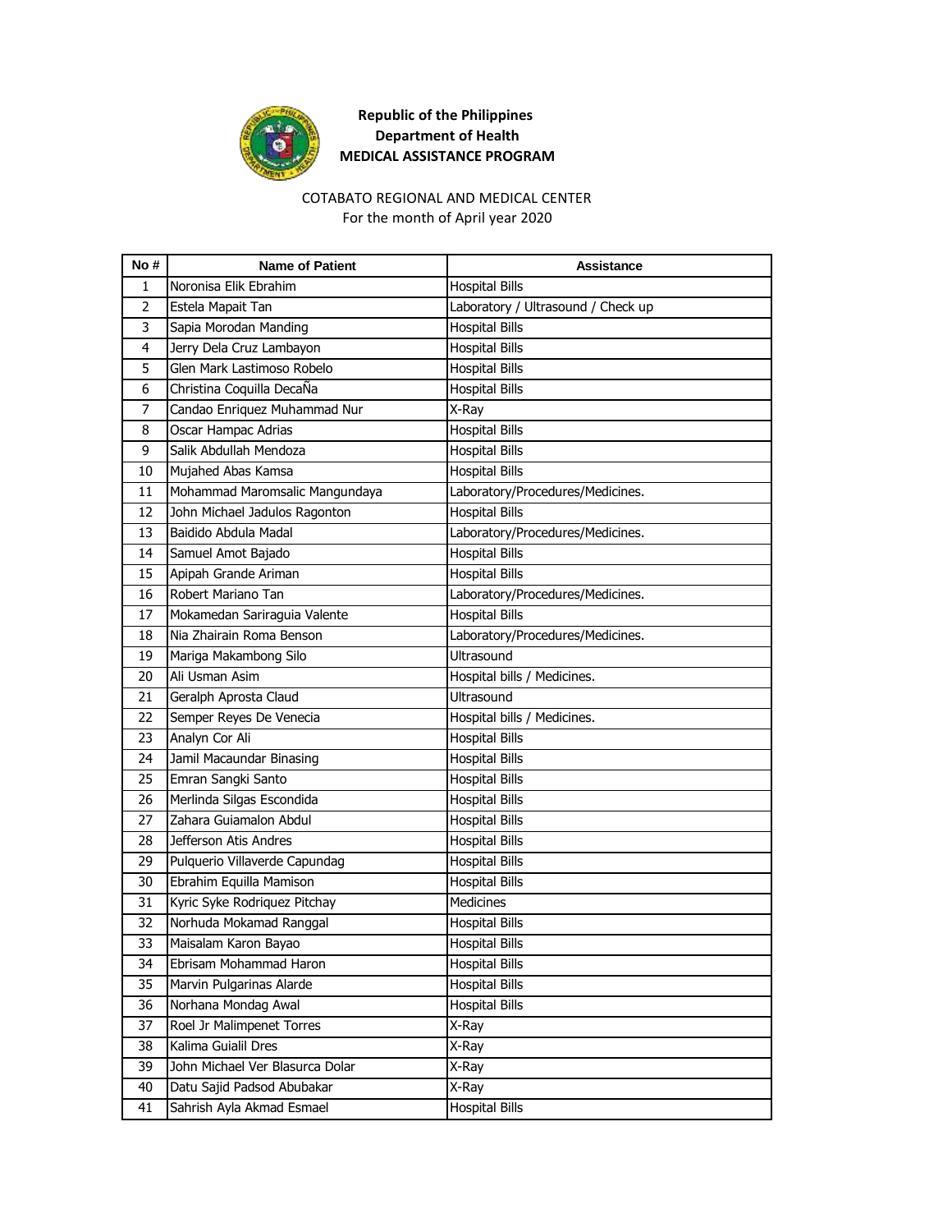**Republic of the Philippines**
**Department of Health**
**MEDICAL ASSISTANCE PROGRAM**

COTABATO REGIONAL AND MEDICAL CENTER
For the month of April year 2020

| No # | Name of Patient | Assistance |
|---|---|---|
| 1 | Noronisa Elik Ebrahim | Hospital Bills |
| 2 | Estela Mapait Tan | Laboratory / Ultrasound / Check up |
| 3 | Sapia Morodan Manding | Hospital Bills |
| 4 | Jerry Dela Cruz Lambayon | Hospital Bills |
| 5 | Glen Mark Lastimoso Robelo | Hospital Bills |
| 6 | Christina Coquilla DecaÑa | Hospital Bills |
| 7 | Candao Enriquez Muhammad Nur | X-Ray |
| 8 | Oscar Hampac Adrias | Hospital Bills |
| 9 | Salik Abdullah Mendoza | Hospital Bills |
| 10 | Mujahed Abas Kamsa | Hospital Bills |
| 11 | Mohammad Maromsalic Mangundaya | Laboratory/Procedures/Medicines. |
| 12 | John Michael Jadulos Ragonton | Hospital Bills |
| 13 | Baidido Abdula Madal | Laboratory/Procedures/Medicines. |
| 14 | Samuel Amot Bajado | Hospital Bills |
| 15 | Apipah Grande Ariman | Hospital Bills |
| 16 | Robert Mariano Tan | Laboratory/Procedures/Medicines. |
| 17 | Mokamedan Sariraguia Valente | Hospital Bills |
| 18 | Nia Zhairain Roma Benson | Laboratory/Procedures/Medicines. |
| 19 | Mariga Makambong Silo | Ultrasound |
| 20 | Ali Usman Asim | Hospital bills / Medicines. |
| 21 | Geralph Aprosta Claud | Ultrasound |
| 22 | Semper Reyes De Venecia | Hospital bills / Medicines. |
| 23 | Analyn Cor Ali | Hospital Bills |
| 24 | Jamil Macaundar Binasing | Hospital Bills |
| 25 | Emran Sangki Santo | Hospital Bills |
| 26 | Merlinda Silgas Escondida | Hospital Bills |
| 27 | Zahara Guiamalon Abdul | Hospital Bills |
| 28 | Jefferson Atis Andres | Hospital Bills |
| 29 | Pulquerio Villaverde Capundag | Hospital Bills |
| 30 | Ebrahim Equilla Mamison | Hospital Bills |
| 31 | Kyric Syke Rodriquez Pitchay | Medicines |
| 32 | Norhuda Mokamad Ranggal | Hospital Bills |
| 33 | Maisalam Karon Bayao | Hospital Bills |
| 34 | Ebrisam Mohammad Haron | Hospital Bills |
| 35 | Marvin Pulgarinas Alarde | Hospital Bills |
| 36 | Norhana Mondag Awal | Hospital Bills |
| 37 | Roel Jr Malimpenet Torres | X-Ray |
| 38 | Kalima Guialil Dres | X-Ray |
| 39 | John Michael Ver Blasurca Dolar | X-Ray |
| 40 | Datu Sajid Padsod Abubakar | X-Ray |
| 41 | Sahrish Ayla Akmad Esmael | Hospital Bills |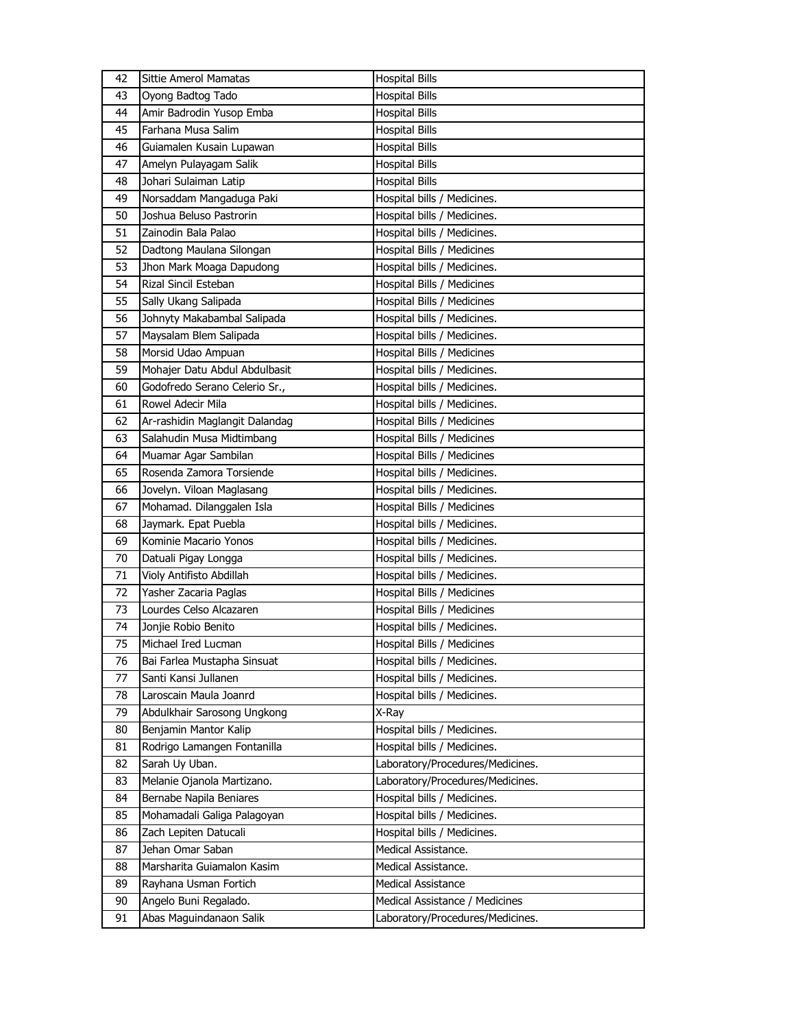| | | |
|---|---|---|
| 42 | Sittie Amerol Mamatas | Hospital Bills |
| 43 | Oyong Badtog Tado | Hospital Bills |
| 44 | Amir Badrodin Yusop Emba | Hospital Bills |
| 45 | Farhana Musa Salim | Hospital Bills |
| 46 | Guiamalen Kusain Lupawan | Hospital Bills |
| 47 | Amelyn Pulayagam Salik | Hospital Bills |
| 48 | Johari Sulaiman Latip | Hospital Bills |
| 49 | Norsaddam Mangaduga Paki | Hospital bills / Medicines. |
| 50 | Joshua Beluso Pastrorin | Hospital bills / Medicines. |
| 51 | Zainodin Bala Palao | Hospital bills / Medicines. |
| 52 | Dadtong Maulana Silongan | Hospital Bills / Medicines |
| 53 | Jhon Mark Moaga Dapudong | Hospital bills / Medicines. |
| 54 | Rizal Sincil Esteban | Hospital Bills / Medicines |
| 55 | Sally Ukang Salipada | Hospital Bills / Medicines |
| 56 | Johnyty Makabambal Salipada | Hospital bills / Medicines. |
| 57 | Maysalam Blem Salipada | Hospital bills / Medicines. |
| 58 | Morsid Udao Ampuan | Hospital Bills / Medicines |
| 59 | Mohajer Datu Abdul Abdulbasit | Hospital bills / Medicines. |
| 60 | Godofredo Serano Celerio Sr., | Hospital bills / Medicines. |
| 61 | Rowel Adecir Mila | Hospital bills / Medicines. |
| 62 | Ar-rashidin Maglangit Dalandag | Hospital Bills / Medicines |
| 63 | Salahudin Musa Midtimbang | Hospital Bills / Medicines |
| 64 | Muamar Agar Sambilan | Hospital Bills / Medicines |
| 65 | Rosenda Zamora Torsiende | Hospital bills / Medicines. |
| 66 | Jovelyn. Viloan Maglasang | Hospital bills / Medicines. |
| 67 | Mohamad. Dilanggalen Isla | Hospital Bills / Medicines |
| 68 | Jaymark. Epat Puebla | Hospital bills / Medicines. |
| 69 | Kominie Macario Yonos | Hospital bills / Medicines. |
| 70 | Datuali Pigay Longga | Hospital bills / Medicines. |
| 71 | Violy Antifisto Abdillah | Hospital bills / Medicines. |
| 72 | Yasher Zacaria Paglas | Hospital Bills / Medicines |
| 73 | Lourdes Celso Alcazaren | Hospital Bills / Medicines |
| 74 | Jonjie Robio Benito | Hospital bills / Medicines. |
| 75 | Michael Ired Lucman | Hospital Bills / Medicines |
| 76 | Bai Farlea Mustapha Sinsuat | Hospital bills / Medicines. |
| 77 | Santi Kansi Jullanen | Hospital bills / Medicines. |
| 78 | Laroscain Maula Joanrd | Hospital bills / Medicines. |
| 79 | Abdulkhair Sarosong Ungkong | X-Ray |
| 80 | Benjamin Mantor Kalip | Hospital bills / Medicines. |
| 81 | Rodrigo Lamangen Fontanilla | Hospital bills / Medicines. |
| 82 | Sarah Uy Uban. | Laboratory/Procedures/Medicines. |
| 83 | Melanie Ojanola Martizano. | Laboratory/Procedures/Medicines. |
| 84 | Bernabe Napila Beniares | Hospital bills / Medicines. |
| 85 | Mohamadali Galiga Palagoyan | Hospital bills / Medicines. |
| 86 | Zach Lepiten Datucali | Hospital bills / Medicines. |
| 87 | Jehan Omar Saban | Medical Assistance. |
| 88 | Marsharita Guiamalon Kasim | Medical Assistance. |
| 89 | Rayhana Usman Fortich | Medical Assistance |
| 90 | Angelo Buni Regalado. | Medical Assistance / Medicines |
| 91 | Abas Maguindanaon Salik | Laboratory/Procedures/Medicines. |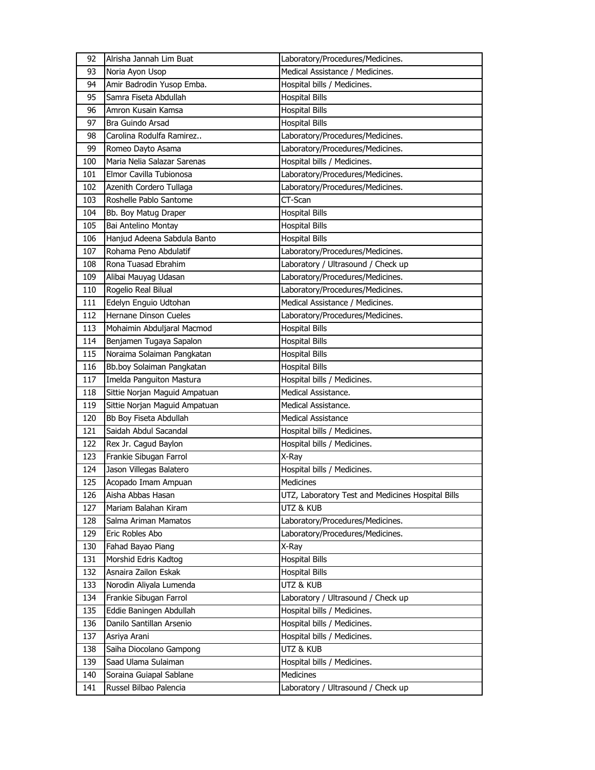| | | |
|---|---|---|
| 92 | Alrisha Jannah Lim Buat | Laboratory/Procedures/Medicines. |
| 93 | Noria Ayon Usop | Medical Assistance / Medicines. |
| 94 | Amir Badrodin Yusop Emba. | Hospital bills / Medicines. |
| 95 | Samra Fiseta Abdullah | Hospital Bills |
| 96 | Amron Kusain Kamsa | Hospital Bills |
| 97 | Bra Guindo Arsad | Hospital Bills |
| 98 | Carolina Rodulfa Ramirez.. | Laboratory/Procedures/Medicines. |
| 99 | Romeo Dayto Asama | Laboratory/Procedures/Medicines. |
| 100 | Maria Nelia Salazar Sarenas | Hospital bills / Medicines. |
| 101 | Elmor Cavilla Tubionosa | Laboratory/Procedures/Medicines. |
| 102 | Azenith Cordero Tullaga | Laboratory/Procedures/Medicines. |
| 103 | Roshelle Pablo Santome | CT-Scan |
| 104 | Bb. Boy Matug Draper | Hospital Bills |
| 105 | Bai Antelino Montay | Hospital Bills |
| 106 | Hanjud Adeena Sabdula Banto | Hospital Bills |
| 107 | Rohama Peno Abdulatif | Laboratory/Procedures/Medicines. |
| 108 | Rona Tuasad Ebrahim | Laboratory / Ultrasound / Check up |
| 109 | Alibai Mauyag Udasan | Laboratory/Procedures/Medicines. |
| 110 | Rogelio Real Bilual | Laboratory/Procedures/Medicines. |
| 111 | Edelyn Enguio Udtohan | Medical Assistance / Medicines. |
| 112 | Hernane Dinson Cueles | Laboratory/Procedures/Medicines. |
| 113 | Mohaimin Abduljaral Macmod | Hospital Bills |
| 114 | Benjamen Tugaya Sapalon | Hospital Bills |
| 115 | Noraima Solaiman Pangkatan | Hospital Bills |
| 116 | Bb.boy Solaiman Pangkatan | Hospital Bills |
| 117 | Imelda Panguiton Mastura | Hospital bills / Medicines. |
| 118 | Sittie Norjan Maguid Ampatuan | Medical Assistance. |
| 119 | Sittie Norjan Maguid Ampatuan | Medical Assistance. |
| 120 | Bb Boy Fiseta Abdullah | Medical Assistance |
| 121 | Saidah Abdul Sacandal | Hospital bills / Medicines. |
| 122 | Rex Jr. Cagud Baylon | Hospital bills / Medicines. |
| 123 | Frankie Sibugan Farrol | X-Ray |
| 124 | Jason Villegas Balatero | Hospital bills / Medicines. |
| 125 | Acopado Imam Ampuan | Medicines |
| 126 | Aisha Abbas Hasan | UTZ, Laboratory Test and Medicines Hospital Bills |
| 127 | Mariam Balahan Kiram | UTZ & KUB |
| 128 | Salma Ariman Mamatos | Laboratory/Procedures/Medicines. |
| 129 | Eric Robles Abo | Laboratory/Procedures/Medicines. |
| 130 | Fahad Bayao Piang | X-Ray |
| 131 | Morshid Edris Kadtog | Hospital Bills |
| 132 | Asnaira Zailon Eskak | Hospital Bills |
| 133 | Norodin Aliyala Lumenda | UTZ & KUB |
| 134 | Frankie Sibugan Farrol | Laboratory / Ultrasound / Check up |
| 135 | Eddie Baningen Abdullah | Hospital bills / Medicines. |
| 136 | Danilo Santillan Arsenio | Hospital bills / Medicines. |
| 137 | Asriya Arani | Hospital bills / Medicines. |
| 138 | Saiha Diocolano Gampong | UTZ & KUB |
| 139 | Saad Ulama Sulaiman | Hospital bills / Medicines. |
| 140 | Soraina Guiapal Sablane | Medicines |
| 141 | Russel Bilbao Palencia | Laboratory / Ultrasound / Check up |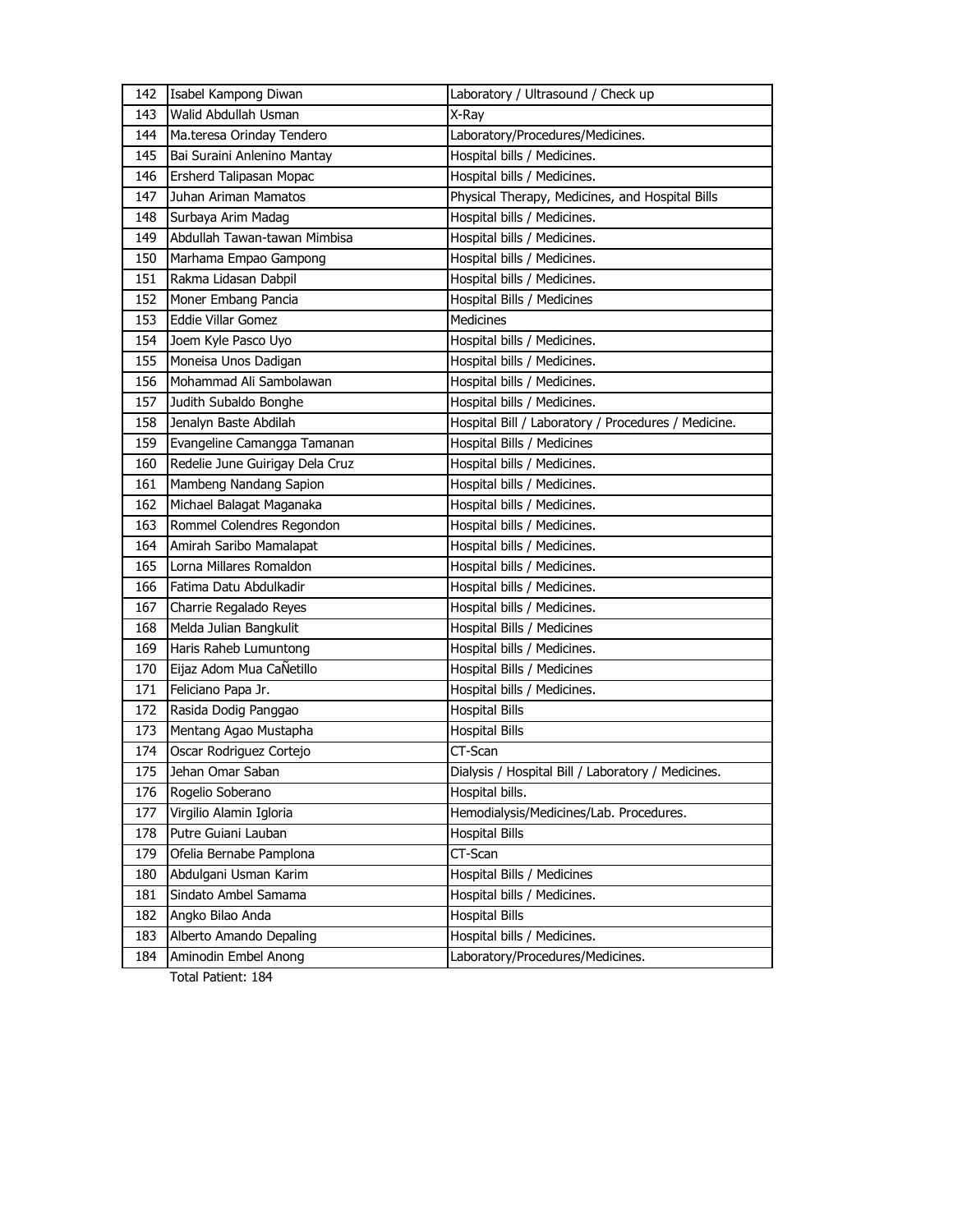| | | |
|---|---|---|
| 142 | Isabel Kampong Diwan | Laboratory / Ultrasound / Check up |
| 143 | Walid Abdullah Usman | X-Ray |
| 144 | Ma.teresa Orinday Tendero | Laboratory/Procedures/Medicines. |
| 145 | Bai Suraini Anlenino Mantay | Hospital bills / Medicines. |
| 146 | Ersherd Talipasan Mopac | Hospital bills / Medicines. |
| 147 | Juhan Ariman Mamatos | Physical Therapy, Medicines, and Hospital Bills |
| 148 | Surbaya Arim Madag | Hospital bills / Medicines. |
| 149 | Abdullah Tawan-tawan Mimbisa | Hospital bills / Medicines. |
| 150 | Marhama Empao Gampong | Hospital bills / Medicines. |
| 151 | Rakma Lidasan Dabpil | Hospital bills / Medicines. |
| 152 | Moner Embang Pancia | Hospital Bills / Medicines |
| 153 | Eddie Villar Gomez | Medicines |
| 154 | Joem Kyle Pasco Uyo | Hospital bills / Medicines. |
| 155 | Moneisa Unos Dadigan | Hospital bills / Medicines. |
| 156 | Mohammad Ali Sambolawan | Hospital bills / Medicines. |
| 157 | Judith Subaldo Bonghe | Hospital bills / Medicines. |
| 158 | Jenalyn Baste Abdilah | Hospital Bill / Laboratory / Procedures / Medicine. |
| 159 | Evangeline Camangga Tamanan | Hospital Bills / Medicines |
| 160 | Redelie June Guirigay Dela Cruz | Hospital bills / Medicines. |
| 161 | Mambeng Nandang Sapion | Hospital bills / Medicines. |
| 162 | Michael Balagat Maganaka | Hospital bills / Medicines. |
| 163 | Rommel Colendres Regondon | Hospital bills / Medicines. |
| 164 | Amirah Saribo Mamalapat | Hospital bills / Medicines. |
| 165 | Lorna Millares Romaldon | Hospital bills / Medicines. |
| 166 | Fatima Datu Abdulkadir | Hospital bills / Medicines. |
| 167 | Charrie Regalado Reyes | Hospital bills / Medicines. |
| 168 | Melda Julian Bangkulit | Hospital Bills / Medicines |
| 169 | Haris Raheb Lumuntong | Hospital bills / Medicines. |
| 170 | Eijaz Adom Mua CaÑetillo | Hospital Bills / Medicines |
| 171 | Feliciano Papa Jr. | Hospital bills / Medicines. |
| 172 | Rasida Dodig Panggao | Hospital Bills |
| 173 | Mentang Agao Mustapha | Hospital Bills |
| 174 | Oscar Rodriguez Cortejo | CT-Scan |
| 175 | Jehan Omar Saban | Dialysis / Hospital Bill / Laboratory / Medicines. |
| 176 | Rogelio Soberano | Hospital bills. |
| 177 | Virgilio Alamin Igloria | Hemodialysis/Medicines/Lab. Procedures. |
| 178 | Putre Guiani Lauban | Hospital Bills |
| 179 | Ofelia Bernabe Pamplona | CT-Scan |
| 180 | Abdulgani Usman Karim | Hospital Bills / Medicines |
| 181 | Sindato Ambel Samama | Hospital bills / Medicines. |
| 182 | Angko Bilao Anda | Hospital Bills |
| 183 | Alberto Amando Depaling | Hospital bills / Medicines. |
| 184 | Aminodin Embel Anong | Laboratory/Procedures/Medicines. |

Total Patient: 184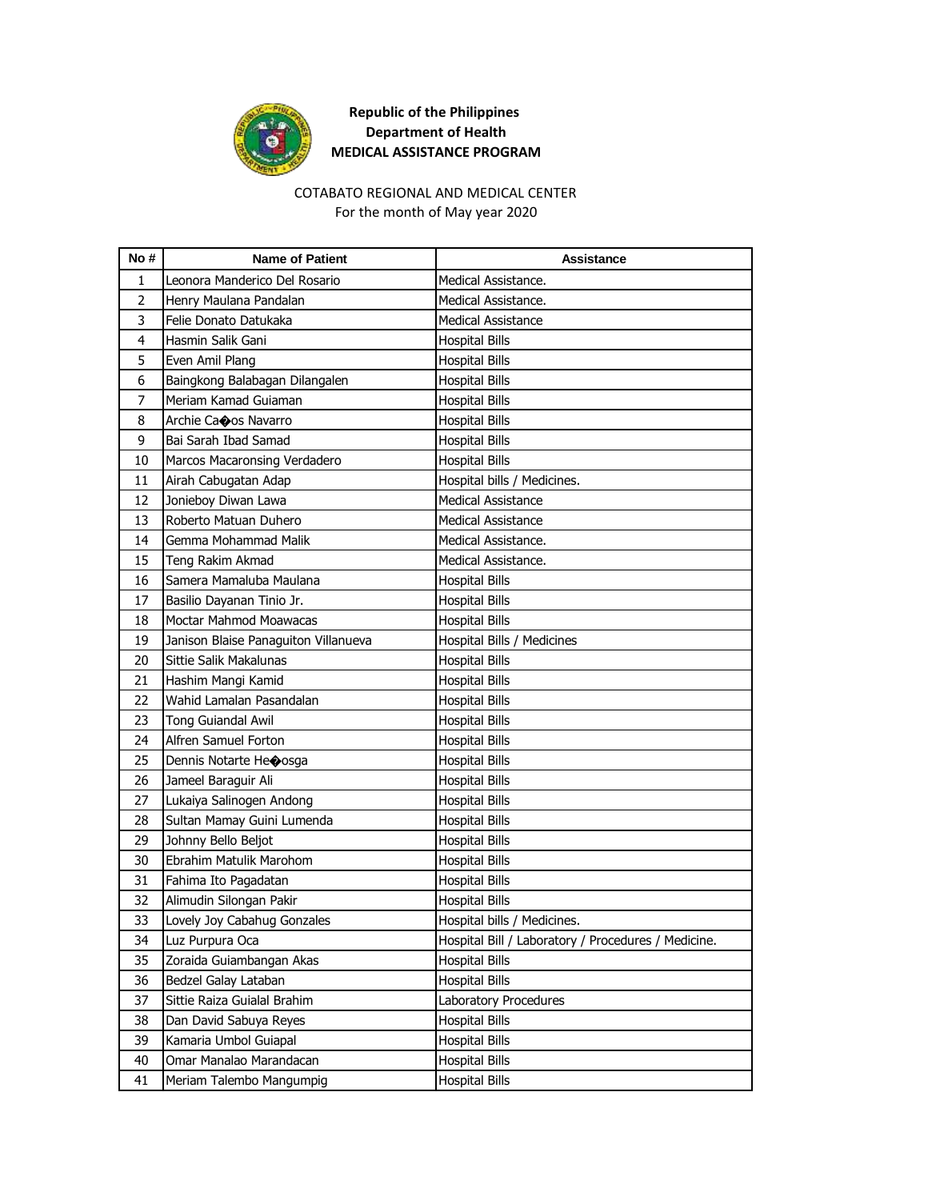**Republic of the Philippines**
**Department of Health**
**MEDICAL ASSISTANCE PROGRAM**

COTABATO REGIONAL AND MEDICAL CENTER
For the month of May year 2020

| No # | Name of Patient | Assistance |
|---|---|---|
| 1 | Leonora Manderico Del Rosario | Medical Assistance. |
| 2 | Henry Maulana Pandalan | Medical Assistance. |
| 3 | Felie Donato Datukaka | Medical Assistance |
| 4 | Hasmin Salik Gani | Hospital Bills |
| 5 | Even Amil Plang | Hospital Bills |
| 6 | Baingkong Balabagan Dilangalen | Hospital Bills |
| 7 | Meriam Kamad Guiaman | Hospital Bills |
| 8 | Archie Ca�os Navarro | Hospital Bills |
| 9 | Bai Sarah Ibad Samad | Hospital Bills |
| 10 | Marcos Macaronsing Verdadero | Hospital Bills |
| 11 | Airah Cabugatan Adap | Hospital bills / Medicines. |
| 12 | Jonieboy Diwan Lawa | Medical Assistance |
| 13 | Roberto Matuan Duhero | Medical Assistance |
| 14 | Gemma Mohammad Malik | Medical Assistance. |
| 15 | Teng Rakim Akmad | Medical Assistance. |
| 16 | Samera Mamaluba Maulana | Hospital Bills |
| 17 | Basilio Dayanan Tinio Jr. | Hospital Bills |
| 18 | Moctar Mahmod Moawacas | Hospital Bills |
| 19 | Janison Blaise Panaguiton Villanueva | Hospital Bills / Medicines |
| 20 | Sittie Salik Makalunas | Hospital Bills |
| 21 | Hashim Mangi Kamid | Hospital Bills |
| 22 | Wahid Lamalan Pasandalan | Hospital Bills |
| 23 | Tong Guiandal Awil | Hospital Bills |
| 24 | Alfren Samuel Forton | Hospital Bills |
| 25 | Dennis Notarte He�osga | Hospital Bills |
| 26 | Jameel Baraguir Ali | Hospital Bills |
| 27 | Lukaiya Salinogen Andong | Hospital Bills |
| 28 | Sultan Mamay Guini Lumenda | Hospital Bills |
| 29 | Johnny Bello Beljot | Hospital Bills |
| 30 | Ebrahim Matulik Marohom | Hospital Bills |
| 31 | Fahima Ito Pagadatan | Hospital Bills |
| 32 | Alimudin Silongan Pakir | Hospital Bills |
| 33 | Lovely Joy Cabahug Gonzales | Hospital bills / Medicines. |
| 34 | Luz Purpura Oca | Hospital Bill / Laboratory / Procedures / Medicine. |
| 35 | Zoraida Guiambangan Akas | Hospital Bills |
| 36 | Bedzel Galay Lataban | Hospital Bills |
| 37 | Sittie Raiza Guialal Brahim | Laboratory Procedures |
| 38 | Dan David Sabuya Reyes | Hospital Bills |
| 39 | Kamaria Umbol Guiapal | Hospital Bills |
| 40 | Omar Manalao Marandacan | Hospital Bills |
| 41 | Meriam Talembo Mangumpig | Hospital Bills |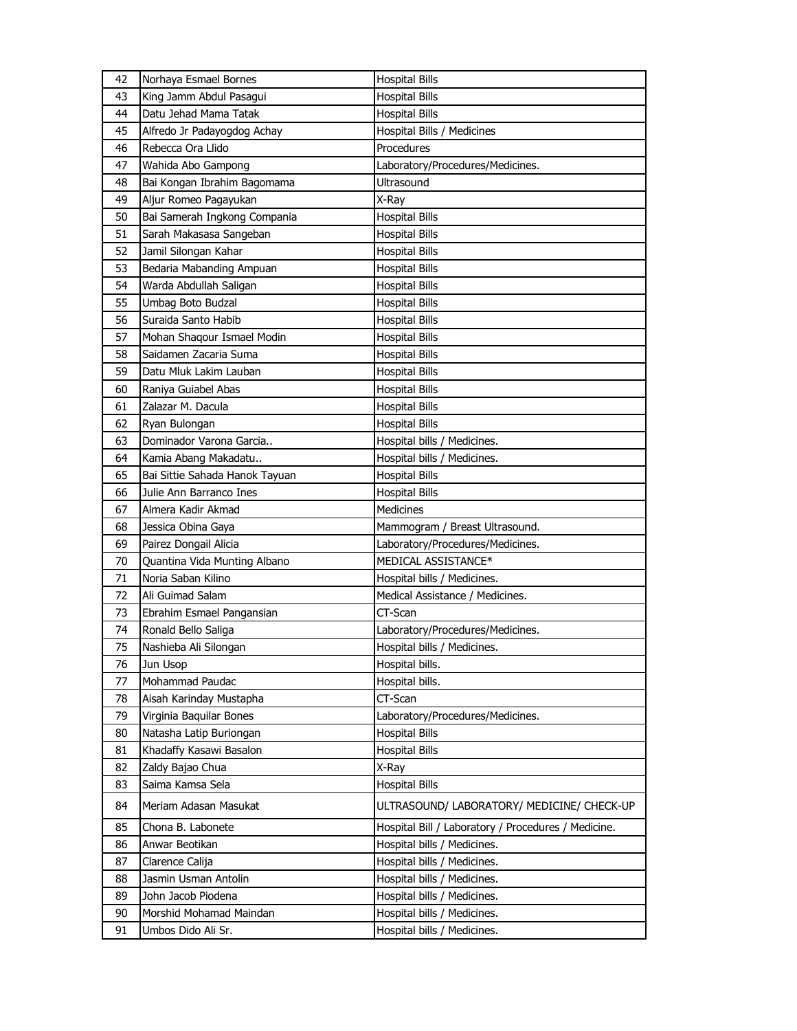| | | |
|---|---|---|
| 42 | Norhaya Esmael Bornes | Hospital Bills |
| 43 | King Jamm Abdul Pasagui | Hospital Bills |
| 44 | Datu Jehad Mama Tatak | Hospital Bills |
| 45 | Alfredo Jr Padayogdog Achay | Hospital Bills / Medicines |
| 46 | Rebecca Ora Llido | Procedures |
| 47 | Wahida Abo Gampong | Laboratory/Procedures/Medicines. |
| 48 | Bai Kongan Ibrahim Bagomama | Ultrasound |
| 49 | Aljur Romeo Pagayukan | X-Ray |
| 50 | Bai Samerah Ingkong Compania | Hospital Bills |
| 51 | Sarah Makasasa Sangeban | Hospital Bills |
| 52 | Jamil Silongan Kahar | Hospital Bills |
| 53 | Bedaria Mabanding Ampuan | Hospital Bills |
| 54 | Warda Abdullah Saligan | Hospital Bills |
| 55 | Umbag Boto Budzal | Hospital Bills |
| 56 | Suraida Santo Habib | Hospital Bills |
| 57 | Mohan Shaqour Ismael Modin | Hospital Bills |
| 58 | Saidamen Zacaria Suma | Hospital Bills |
| 59 | Datu Mluk Lakim Lauban | Hospital Bills |
| 60 | Raniya Guiabel Abas | Hospital Bills |
| 61 | Zalazar M. Dacula | Hospital Bills |
| 62 | Ryan Bulongan | Hospital Bills |
| 63 | Dominador Varona Garcia.. | Hospital bills / Medicines. |
| 64 | Kamia Abang Makadatu.. | Hospital bills / Medicines. |
| 65 | Bai Sittie Sahada Hanok Tayuan | Hospital Bills |
| 66 | Julie Ann Barranco Ines | Hospital Bills |
| 67 | Almera Kadir Akmad | Medicines |
| 68 | Jessica Obina Gaya | Mammogram / Breast Ultrasound. |
| 69 | Pairez Dongail Alicia | Laboratory/Procedures/Medicines. |
| 70 | Quantina Vida Munting Albano | MEDICAL ASSISTANCE* |
| 71 | Noria Saban Kilino | Hospital bills / Medicines. |
| 72 | Ali Guimad Salam | Medical Assistance / Medicines. |
| 73 | Ebrahim Esmael Pangansian | CT-Scan |
| 74 | Ronald Bello Saliga | Laboratory/Procedures/Medicines. |
| 75 | Nashieba Ali Silongan | Hospital bills / Medicines. |
| 76 | Jun Usop | Hospital bills. |
| 77 | Mohammad Paudac | Hospital bills. |
| 78 | Aisah Karinday Mustapha | CT-Scan |
| 79 | Virginia Baquilar Bones | Laboratory/Procedures/Medicines. |
| 80 | Natasha Latip Buriongan | Hospital Bills |
| 81 | Khadaffy Kasawi Basalon | Hospital Bills |
| 82 | Zaldy Bajao Chua | X-Ray |
| 83 | Saima Kamsa Sela | Hospital Bills |
| 84 | Meriam Adasan Masukat | ULTRASOUND/ LABORATORY/ MEDICINE/ CHECK-UP |
| 85 | Chona B. Labonete | Hospital Bill / Laboratory / Procedures / Medicine. |
| 86 | Anwar Beotikan | Hospital bills / Medicines. |
| 87 | Clarence Calija | Hospital bills / Medicines. |
| 88 | Jasmin Usman Antolin | Hospital bills / Medicines. |
| 89 | John Jacob Piodena | Hospital bills / Medicines. |
| 90 | Morshid Mohamad Maindan | Hospital bills / Medicines. |
| 91 | Umbos Dido Ali Sr. | Hospital bills / Medicines. |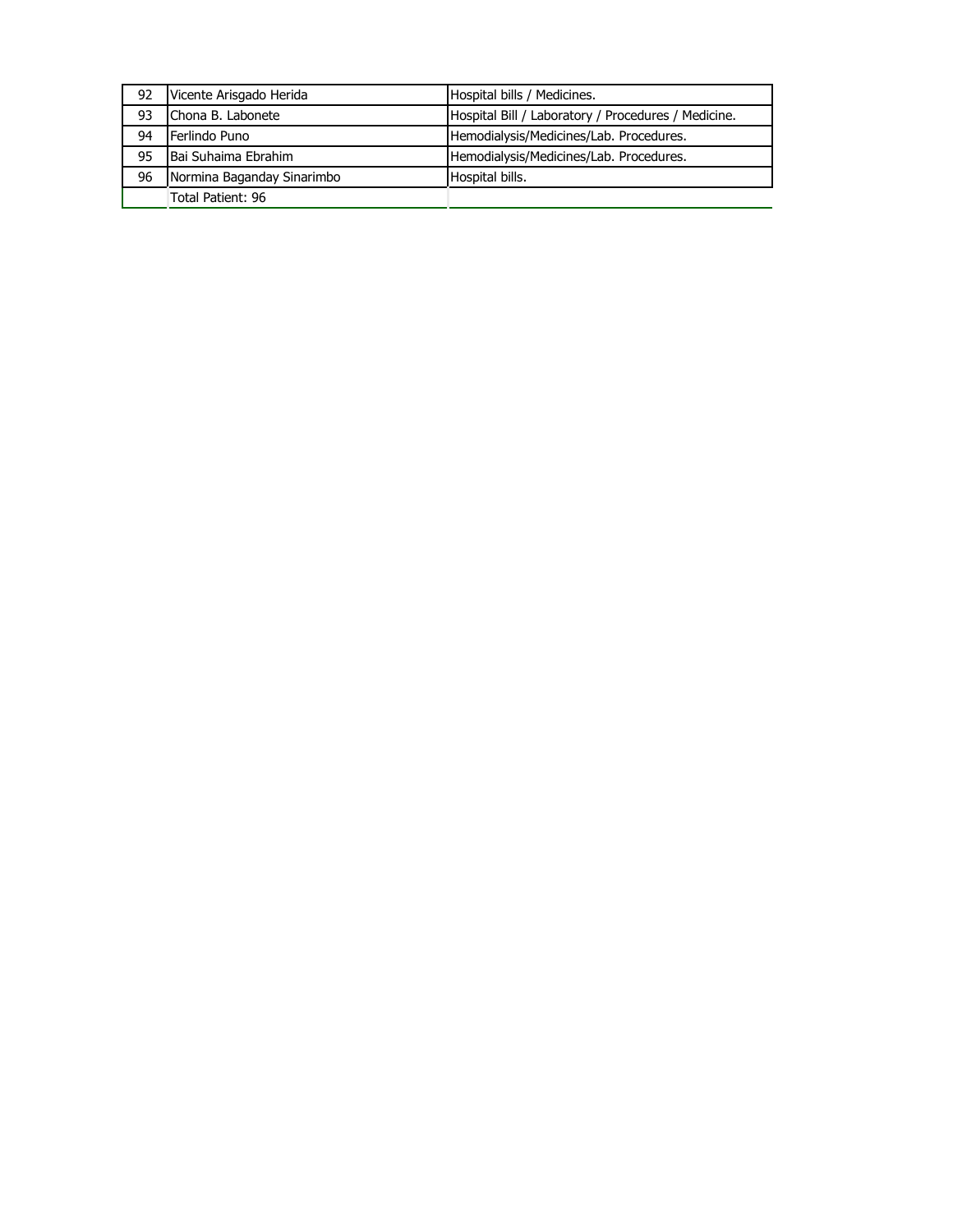| | | |
|---|---|---|
| 92 | Vicente Arisgado Herida | Hospital bills / Medicines. |
| 93 | Chona B. Labonete | Hospital Bill / Laboratory / Procedures / Medicine. |
| 94 | Ferlindo Puno | Hemodialysis/Medicines/Lab. Procedures. |
| 95 | Bai Suhaima Ebrahim | Hemodialysis/Medicines/Lab. Procedures. |
| 96 | Normina Baganday Sinarimbo | Hospital bills. |
| | Total Patient: 96 | |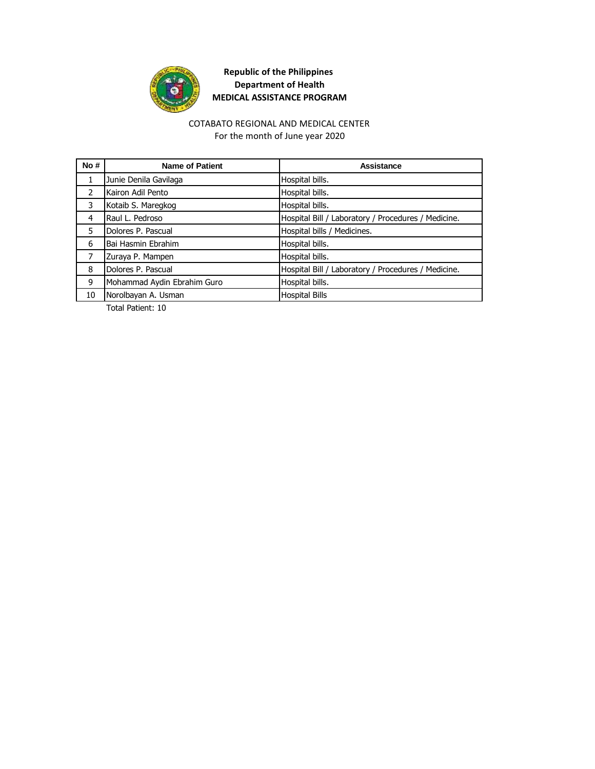**Republic of the Philippines**
**Department of Health**
**MEDICAL ASSISTANCE PROGRAM**

COTABATO REGIONAL AND MEDICAL CENTER
For the month of June year 2020

| No # | Name of Patient | Assistance |
|---|---|---|
| 1 | Junie Denila Gavilaga | Hospital bills. |
| 2 | Kairon Adil Pento | Hospital bills. |
| 3 | Kotaib S. Maregkog | Hospital bills. |
| 4 | Raul L. Pedroso | Hospital Bill / Laboratory / Procedures / Medicine. |
| 5 | Dolores P. Pascual | Hospital bills / Medicines. |
| 6 | Bai Hasmin Ebrahim | Hospital bills. |
| 7 | Zuraya P. Mampen | Hospital bills. |
| 8 | Dolores P. Pascual | Hospital Bill / Laboratory / Procedures / Medicine. |
| 9 | Mohammad Aydin Ebrahim Guro | Hospital bills. |
| 10 | Norolbayan A. Usman | Hospital Bills |

Total Patient: 10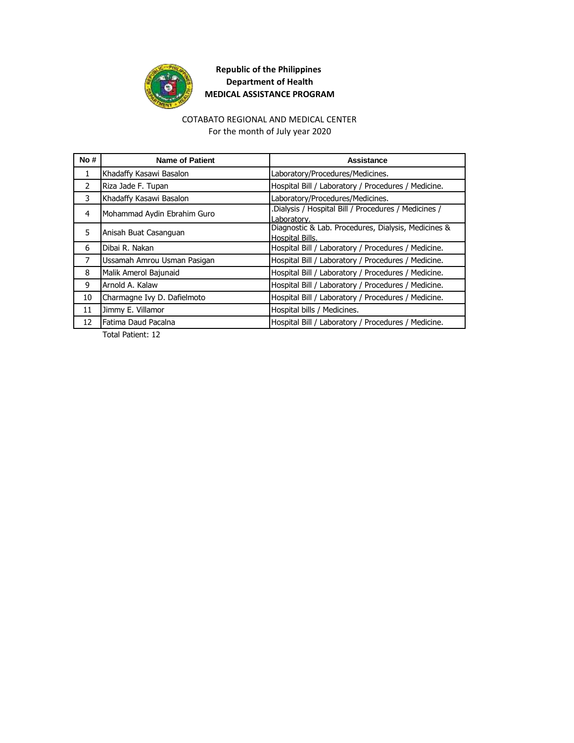**Republic of the Philippines**
**Department of Health**
**MEDICAL ASSISTANCE PROGRAM**

COTABATO REGIONAL AND MEDICAL CENTER
For the month of July year 2020

| No # | Name of Patient | Assistance |
|---|---|---|
| 1 | Khadaffy Kasawi Basalon | Laboratory/Procedures/Medicines. |
| 2 | Riza Jade F. Tupan | Hospital Bill / Laboratory / Procedures / Medicine. |
| 3 | Khadaffy Kasawi Basalon | Laboratory/Procedures/Medicines. |
| 4 | Mohammad Aydin Ebrahim Guro | .Dialysis / Hospital Bill / Procedures / Medicines / Laboratory. |
| 5 | Anisah Buat Casanguan | Diagnostic & Lab. Procedures, Dialysis, Medicines & Hospital Bills. |
| 6 | Dibai R. Nakan | Hospital Bill / Laboratory / Procedures / Medicine. |
| 7 | Ussamah Amrou Usman Pasigan | Hospital Bill / Laboratory / Procedures / Medicine. |
| 8 | Malik Amerol Bajunaid | Hospital Bill / Laboratory / Procedures / Medicine. |
| 9 | Arnold A. Kalaw | Hospital Bill / Laboratory / Procedures / Medicine. |
| 10 | Charmagne Ivy D. Dafielmoto | Hospital Bill / Laboratory / Procedures / Medicine. |
| 11 | Jimmy E. Villamor | Hospital bills / Medicines. |
| 12 | Fatima Daud Pacalna | Hospital Bill / Laboratory / Procedures / Medicine. |

Total Patient: 12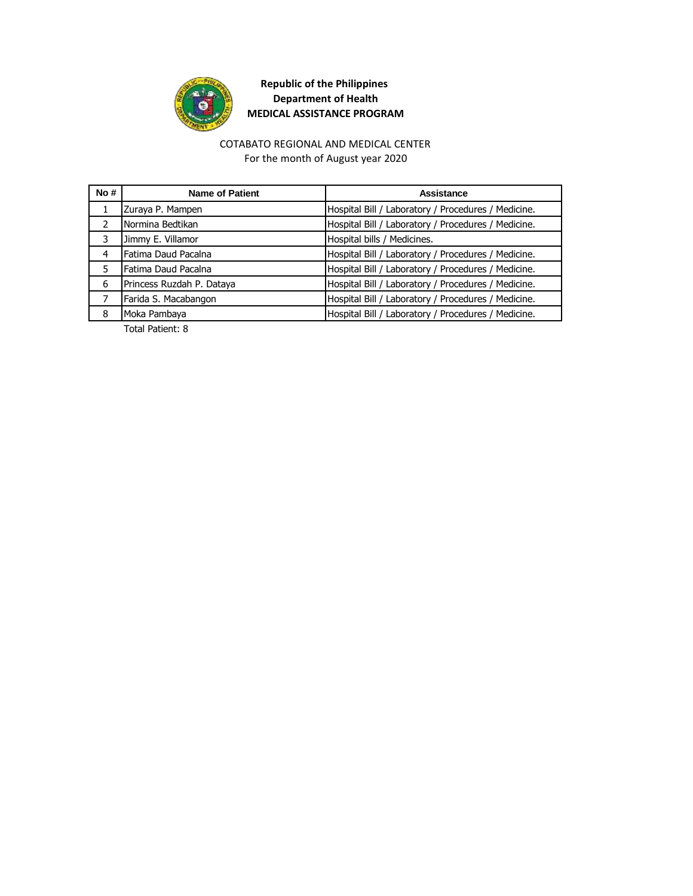**Republic of the Philippines**
**Department of Health**
**MEDICAL ASSISTANCE PROGRAM**

COTABATO REGIONAL AND MEDICAL CENTER
For the month of August year 2020

| No # | Name of Patient | Assistance |
|---|---|---|
| 1 | Zuraya P. Mampen | Hospital Bill / Laboratory / Procedures / Medicine. |
| 2 | Normina Bedtikan | Hospital Bill / Laboratory / Procedures / Medicine. |
| 3 | Jimmy E. Villamor | Hospital bills / Medicines. |
| 4 | Fatima Daud Pacalna | Hospital Bill / Laboratory / Procedures / Medicine. |
| 5 | Fatima Daud Pacalna | Hospital Bill / Laboratory / Procedures / Medicine. |
| 6 | Princess Ruzdah P. Dataya | Hospital Bill / Laboratory / Procedures / Medicine. |
| 7 | Farida S. Macabangon | Hospital Bill / Laboratory / Procedures / Medicine. |
| 8 | Moka Pambaya | Hospital Bill / Laboratory / Procedures / Medicine. |

Total Patient: 8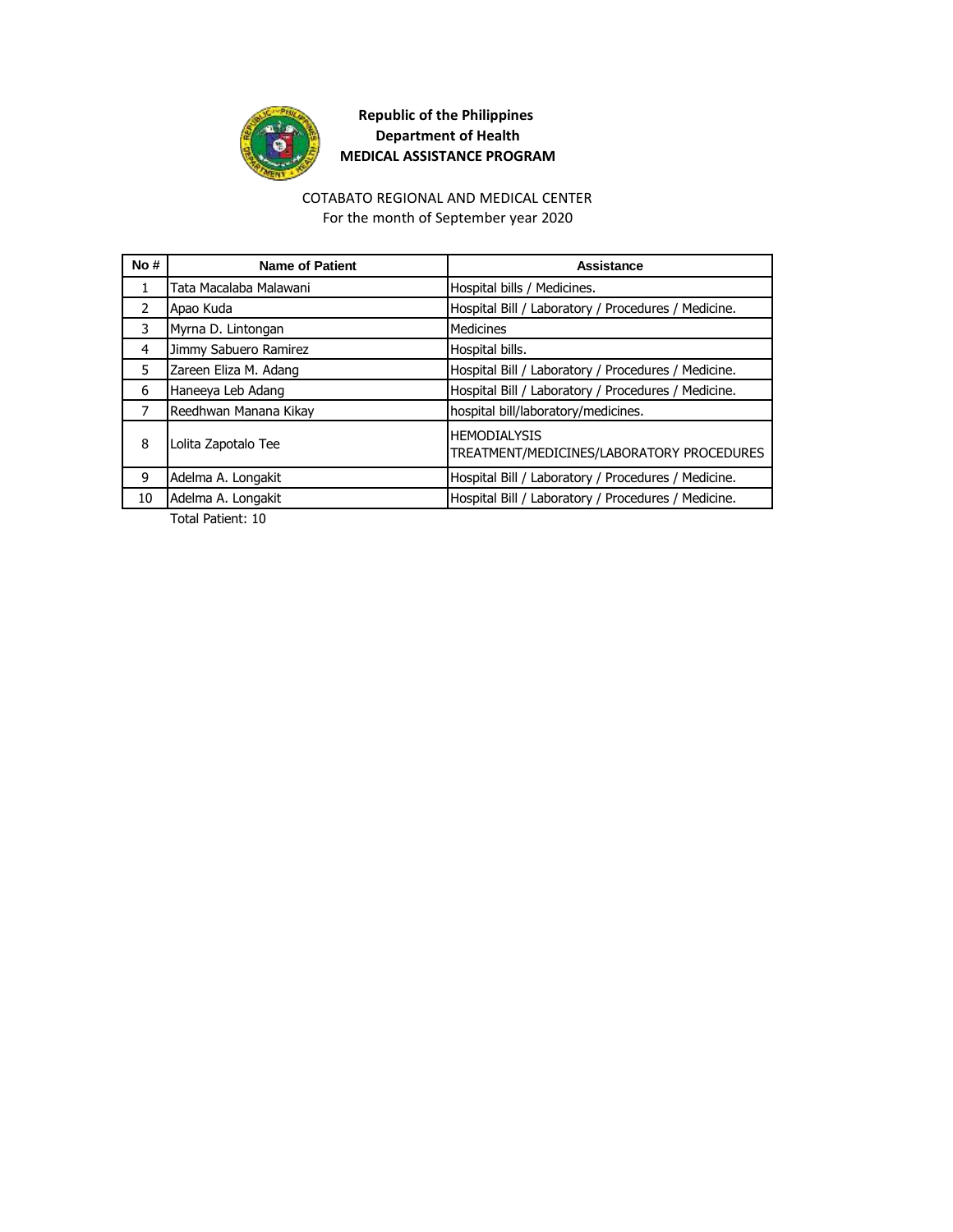**Republic of the Philippines**
**Department of Health**
**MEDICAL ASSISTANCE PROGRAM**

COTABATO REGIONAL AND MEDICAL CENTER
For the month of September year 2020

| No # | Name of Patient | Assistance |
|---|---|---|
| 1 | Tata Macalaba Malawani | Hospital bills / Medicines. |
| 2 | Apao Kuda | Hospital Bill / Laboratory / Procedures / Medicine. |
| 3 | Myrna D. Lintongan | Medicines |
| 4 | Jimmy Sabuero Ramirez | Hospital bills. |
| 5 | Zareen Eliza M. Adang | Hospital Bill / Laboratory / Procedures / Medicine. |
| 6 | Haneeya Leb Adang | Hospital Bill / Laboratory / Procedures / Medicine. |
| 7 | Reedhwan Manana Kikay | hospital bill/laboratory/medicines. |
| 8 | Lolita Zapotalo Tee | HEMODIALYSIS TREATMENT/MEDICINES/LABORATORY PROCEDURES |
| 9 | Adelma A. Longakit | Hospital Bill / Laboratory / Procedures / Medicine. |
| 10 | Adelma A. Longakit | Hospital Bill / Laboratory / Procedures / Medicine. |

Total Patient: 10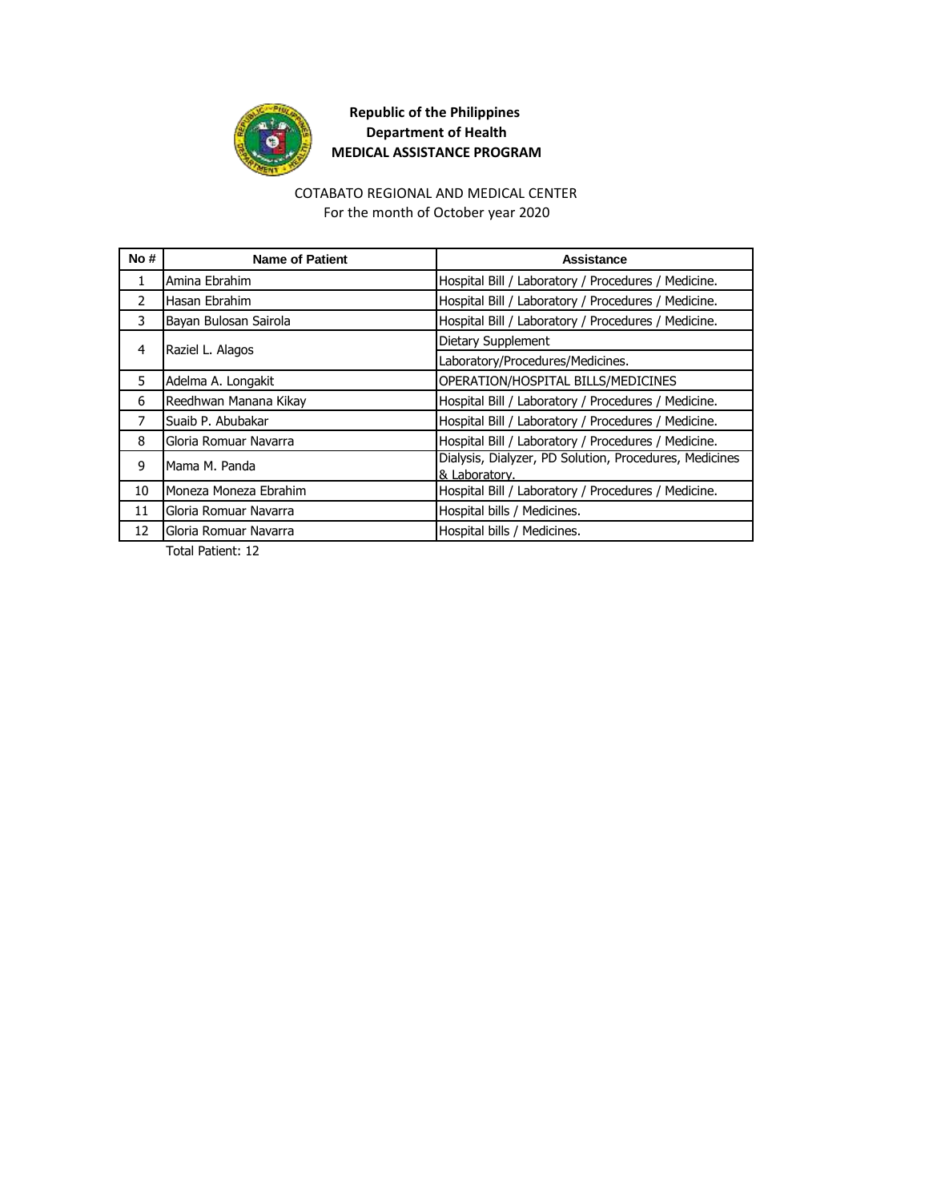**Republic of the Philippines**
**Department of Health**
**MEDICAL ASSISTANCE PROGRAM**

COTABATO REGIONAL AND MEDICAL CENTER
For the month of October year 2020

| No # | Name of Patient | Assistance |
|---|---|---|
| 1 | Amina Ebrahim | Hospital Bill / Laboratory / Procedures / Medicine. |
| 2 | Hasan Ebrahim | Hospital Bill / Laboratory / Procedures / Medicine. |
| 3 | Bayan Bulosan Sairola | Hospital Bill / Laboratory / Procedures / Medicine. |
| 4 | Raziel L. Alagos | Dietary Supplement |
| | | Laboratory/Procedures/Medicines. |
| 5 | Adelma A. Longakit | OPERATION/HOSPITAL BILLS/MEDICINES |
| 6 | Reedhwan Manana Kikay | Hospital Bill / Laboratory / Procedures / Medicine. |
| 7 | Suaib P. Abubakar | Hospital Bill / Laboratory / Procedures / Medicine. |
| 8 | Gloria Romuar Navarra | Hospital Bill / Laboratory / Procedures / Medicine. |
| 9 | Mama M. Panda | Dialysis, Dialyzer, PD Solution, Procedures, Medicines & Laboratory. |
| 10 | Moneza Moneza Ebrahim | Hospital Bill / Laboratory / Procedures / Medicine. |
| 11 | Gloria Romuar Navarra | Hospital bills / Medicines. |
| 12 | Gloria Romuar Navarra | Hospital bills / Medicines. |

Total Patient: 12